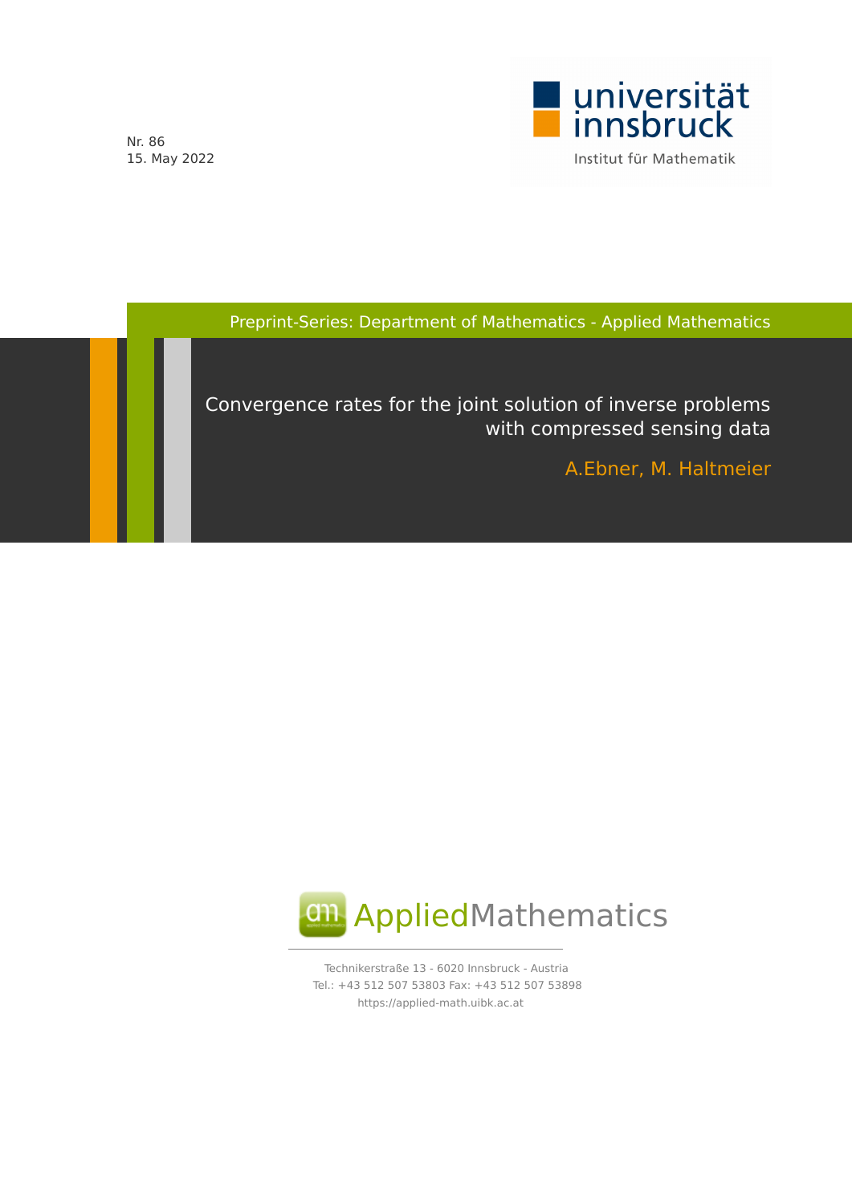Nr. 86
15. May 2022

universität innsbruck

Institut für Mathematik

Preprint-Series: Department of Mathematics - Applied Mathematics

# Convergence rates for the joint solution of inverse problems with compressed sensing data

A.Ebner, M. Haltmeier

AppliedMathematics

Technikerstraße 13 - 6020 Innsbruck - Austria
Tel.: +43 512 507 53803 Fax: +43 512 507 53898
https://applied-math.uibk.ac.at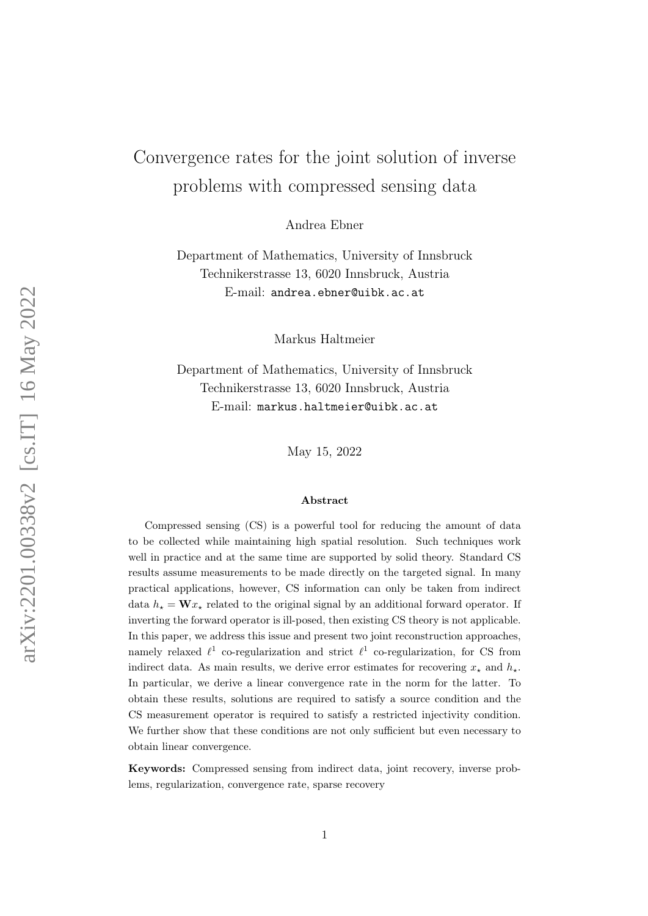# Convergence rates for the joint solution of inverse problems with compressed sensing data

Andrea Ebner

Department of Mathematics, University of Innsbruck
Technikerstrasse 13, 6020 Innsbruck, Austria
E-mail: andrea.ebner@uibk.ac.at

Markus Haltmeier

Department of Mathematics, University of Innsbruck
Technikerstrasse 13, 6020 Innsbruck, Austria
E-mail: markus.haltmeier@uibk.ac.at

May 15, 2022

### Abstract

Compressed sensing (CS) is a powerful tool for reducing the amount of data to be collected while maintaining high spatial resolution. Such techniques work well in practice and at the same time are supported by solid theory. Standard CS results assume measurements to be made directly on the targeted signal. In many practical applications, however, CS information can only be taken from indirect data $h_\star = \mathbf{W} x_\star$ related to the original signal by an additional forward operator. If inverting the forward operator is ill-posed, then existing CS theory is not applicable. In this paper, we address this issue and present two joint reconstruction approaches, namely relaxed $\ell^1$ co-regularization and strict $\ell^1$ co-regularization, for CS from indirect data. As main results, we derive error estimates for recovering $x_\star$ and $h_\star$. In particular, we derive a linear convergence rate in the norm for the latter. To obtain these results, solutions are required to satisfy a source condition and the CS measurement operator is required to satisfy a restricted injectivity condition. We further show that these conditions are not only sufficient but even necessary to obtain linear convergence.

**Keywords:** Compressed sensing from indirect data, joint recovery, inverse problems, regularization, convergence rate, sparse recovery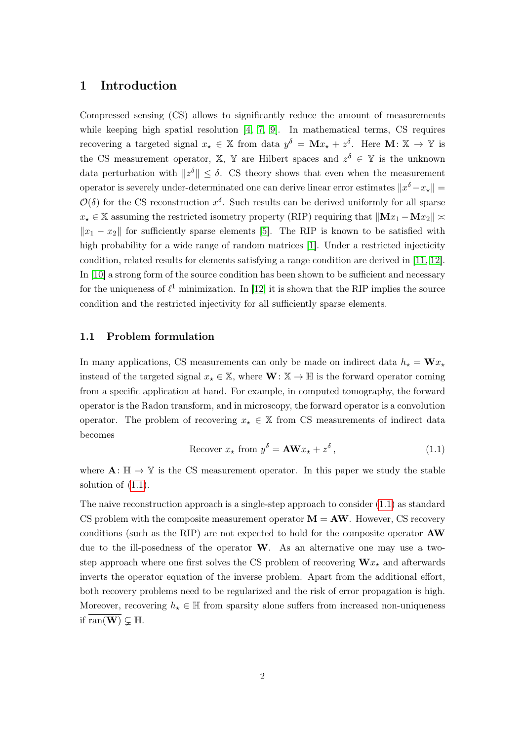# 1 Introduction

Compressed sensing (CS) allows to significantly reduce the amount of measurements while keeping high spatial resolution [4, 7, 9]. In mathematical terms, CS requires recovering a targeted signal $x_\star \in \mathbb{X}$ from data $y^\delta = \mathbf{M} x_\star + z^\delta$. Here $\mathbf{M} \colon \mathbb{X} \to \mathbb{Y}$ is the CS measurement operator, $\mathbb{X}$, $\mathbb{Y}$ are Hilbert spaces and $z^\delta \in \mathbb{Y}$ is the unknown data perturbation with $\|z^\delta\| \leq \delta$. CS theory shows that even when the measurement operator is severely under-determinated one can derive linear error estimates $\|x^\delta - x_\star\| = \mathcal{O}(\delta)$ for the CS reconstruction $x^\delta$. Such results can be derived uniformly for all sparse $x_\star \in \mathbb{X}$ assuming the restricted isometry property (RIP) requiring that $\|\mathbf{M}x_1 - \mathbf{M}x_2\| \asymp \|x_1 - x_2\|$ for sufficiently sparse elements [5]. The RIP is known to be satisfied with high probability for a wide range of random matrices [1]. Under a restricted injecticity condition, related results for elements satisfying a range condition are derived in [11, 12]. In [10] a strong form of the source condition has been shown to be sufficient and necessary for the uniqueness of $\ell^1$ minimization. In [12] it is shown that the RIP implies the source condition and the restricted injectivity for all sufficiently sparse elements.

## 1.1 Problem formulation

In many applications, CS measurements can only be made on indirect data $h_\star = \mathbf{W} x_\star$ instead of the targeted signal $x_\star \in \mathbb{X}$, where $\mathbf{W} \colon \mathbb{X} \to \mathbb{H}$ is the forward operator coming from a specific application at hand. For example, in computed tomography, the forward operator is the Radon transform, and in microscopy, the forward operator is a convolution operator. The problem of recovering $x_\star \in \mathbb{X}$ from CS measurements of indirect data becomes

$$\text{Recover } x_\star \text{ from } y^\delta = \mathbf{A}\mathbf{W} x_\star + z^\delta \,, \tag{1.1}$$

where $\mathbf{A} \colon \mathbb{H} \to \mathbb{Y}$ is the CS measurement operator. In this paper we study the stable solution of (1.1).

The naive reconstruction approach is a single-step approach to consider (1.1) as standard CS problem with the composite measurement operator $\mathbf{M} = \mathbf{A}\mathbf{W}$. However, CS recovery conditions (such as the RIP) are not expected to hold for the composite operator $\mathbf{A}\mathbf{W}$ due to the ill-posedness of the operator $\mathbf{W}$. As an alternative one may use a two-step approach where one first solves the CS problem of recovering $\mathbf{W} x_\star$ and afterwards inverts the operator equation of the inverse problem. Apart from the additional effort, both recovery problems need to be regularized and the risk of error propagation is high. Moreover, recovering $h_\star \in \mathbb{H}$ from sparsity alone suffers from increased non-uniqueness if $\overline{\operatorname{ran}(\mathbf{W})} \subsetneq \mathbb{H}$.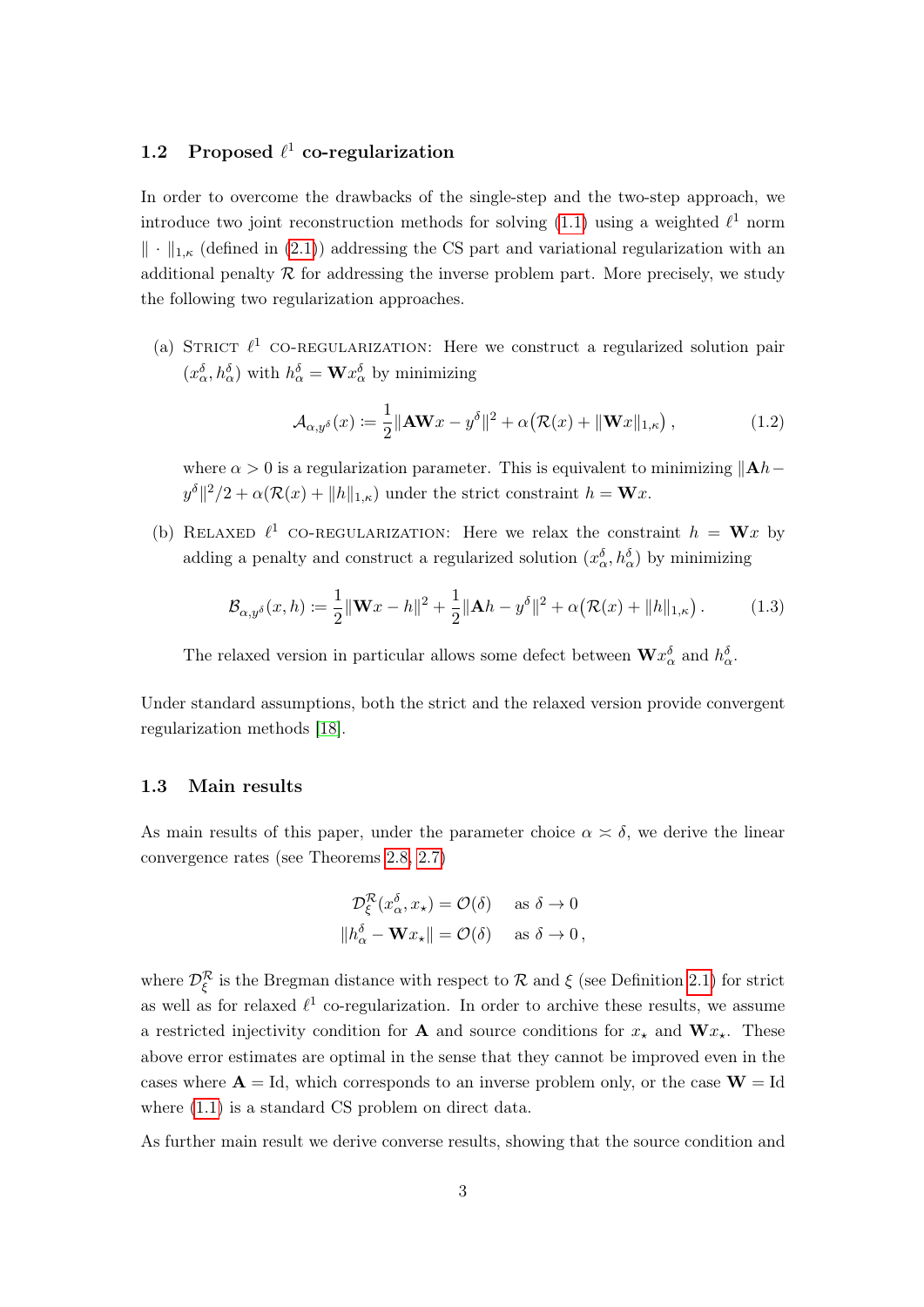### 1.2 Proposed $\ell^1$ co-regularization

In order to overcome the drawbacks of the single-step and the two-step approach, we introduce two joint reconstruction methods for solving (1.1) using a weighted $\ell^1$ norm $\|\cdot\|_{1,\kappa}$ (defined in (2.1)) addressing the CS part and variational regularization with an additional penalty $\mathcal{R}$ for addressing the inverse problem part. More precisely, we study the following two regularization approaches.

(a) Strict $\ell^1$ co-regularization: Here we construct a regularized solution pair $(x_\alpha^\delta, h_\alpha^\delta)$ with $h_\alpha^\delta = \mathbf{W}x_\alpha^\delta$ by minimizing

$$\mathcal{A}_{\alpha,y^\delta}(x) \coloneqq \frac{1}{2}\|\mathbf{A}\mathbf{W}x - y^\delta\|^2 + \alpha\big(\mathcal{R}(x) + \|\mathbf{W}x\|_{1,\kappa}\big)\,, \tag{1.2}$$

where $\alpha > 0$ is a regularization parameter. This is equivalent to minimizing $\|\mathbf{A}h - y^\delta\|^2/2 + \alpha(\mathcal{R}(x) + \|h\|_{1,\kappa})$ under the strict constraint $h = \mathbf{W}x$.

(b) Relaxed $\ell^1$ co-regularization: Here we relax the constraint $h = \mathbf{W}x$ by adding a penalty and construct a regularized solution $(x_\alpha^\delta, h_\alpha^\delta)$ by minimizing

$$\mathcal{B}_{\alpha,y^\delta}(x,h) \coloneqq \frac{1}{2}\|\mathbf{W}x - h\|^2 + \frac{1}{2}\|\mathbf{A}h - y^\delta\|^2 + \alpha\big(\mathcal{R}(x) + \|h\|_{1,\kappa}\big)\,. \tag{1.3}$$

The relaxed version in particular allows some defect between $\mathbf{W}x_\alpha^\delta$ and $h_\alpha^\delta$.

Under standard assumptions, both the strict and the relaxed version provide convergent regularization methods [18].

### 1.3 Main results

As main results of this paper, under the parameter choice $\alpha \asymp \delta$, we derive the linear convergence rates (see Theorems 2.8, 2.7)

$$\begin{aligned}
\mathcal{D}_\xi^{\mathcal{R}}(x_\alpha^\delta, x_\star) &= \mathcal{O}(\delta) \quad \text{ as } \delta \to 0 \\
\|h_\alpha^\delta - \mathbf{W}x_\star\| &= \mathcal{O}(\delta) \quad \text{ as } \delta \to 0\,,
\end{aligned}$$

where $\mathcal{D}_\xi^{\mathcal{R}}$ is the Bregman distance with respect to $\mathcal{R}$ and $\xi$ (see Definition 2.1) for strict as well as for relaxed $\ell^1$ co-regularization. In order to archive these results, we assume a restricted injectivity condition for $\mathbf{A}$ and source conditions for $x_\star$ and $\mathbf{W}x_\star$. These above error estimates are optimal in the sense that they cannot be improved even in the cases where $\mathbf{A} = \mathrm{Id}$, which corresponds to an inverse problem only, or the case $\mathbf{W} = \mathrm{Id}$ where (1.1) is a standard CS problem on direct data.

As further main result we derive converse results, showing that the source condition and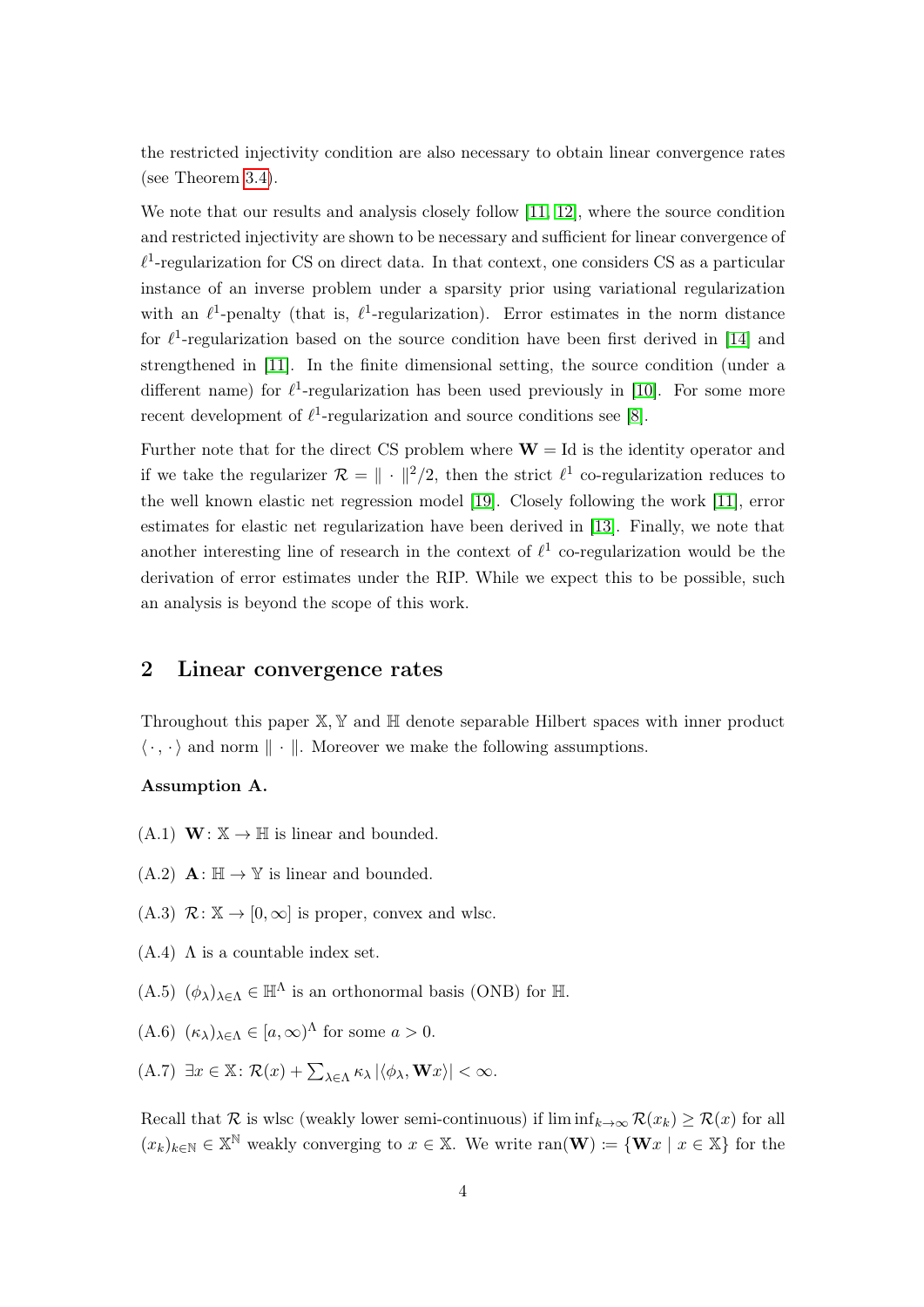the restricted injectivity condition are also necessary to obtain linear convergence rates (see Theorem 3.4).

We note that our results and analysis closely follow [11, 12], where the source condition and restricted injectivity are shown to be necessary and sufficient for linear convergence of $\ell^1$-regularization for CS on direct data. In that context, one considers CS as a particular instance of an inverse problem under a sparsity prior using variational regularization with an $\ell^1$-penalty (that is, $\ell^1$-regularization). Error estimates in the norm distance for $\ell^1$-regularization based on the source condition have been first derived in [14] and strengthened in [11]. In the finite dimensional setting, the source condition (under a different name) for $\ell^1$-regularization has been used previously in [10]. For some more recent development of $\ell^1$-regularization and source conditions see [8].

Further note that for the direct CS problem where $\mathbf{W} = \mathrm{Id}$ is the identity operator and if we take the regularizer $\mathcal{R} = \| \cdot \|^2/2$, then the strict $\ell^1$ co-regularization reduces to the well known elastic net regression model [19]. Closely following the work [11], error estimates for elastic net regularization have been derived in [13]. Finally, we note that another interesting line of research in the context of $\ell^1$ co-regularization would be the derivation of error estimates under the RIP. While we expect this to be possible, such an analysis is beyond the scope of this work.

## 2 Linear convergence rates

Throughout this paper $\mathbb{X}, \mathbb{Y}$ and $\mathbb{H}$ denote separable Hilbert spaces with inner product $\langle \cdot , \cdot \rangle$ and norm $\| \cdot \|$. Moreover we make the following assumptions.

**Assumption A.**

- (A.1) $\mathbf{W} \colon \mathbb{X} \to \mathbb{H}$ is linear and bounded.
- (A.2) $\mathbf{A} \colon \mathbb{H} \to \mathbb{Y}$ is linear and bounded.
- (A.3) $\mathcal{R} \colon \mathbb{X} \to [0, \infty]$ is proper, convex and wlsc.
- (A.4) $\Lambda$ is a countable index set.
- (A.5) $(\phi_\lambda)_{\lambda \in \Lambda} \in \mathbb{H}^\Lambda$ is an orthonormal basis (ONB) for $\mathbb{H}$.
- (A.6) $(\kappa_\lambda)_{\lambda \in \Lambda} \in [a, \infty)^\Lambda$ for some $a > 0$.
- (A.7) $\exists x \in \mathbb{X} \colon \mathcal{R}(x) + \sum_{\lambda \in \Lambda} \kappa_\lambda \, |\langle \phi_\lambda, \mathbf{W}x \rangle| < \infty$.

Recall that $\mathcal{R}$ is wlsc (weakly lower semi-continuous) if $\liminf_{k \to \infty} \mathcal{R}(x_k) \geq \mathcal{R}(x)$ for all $(x_k)_{k \in \mathbb{N}} \in \mathbb{X}^\mathbb{N}$ weakly converging to $x \in \mathbb{X}$. We write $\mathrm{ran}(\mathbf{W}) \coloneqq \{\mathbf{W}x \mid x \in \mathbb{X}\}$ for the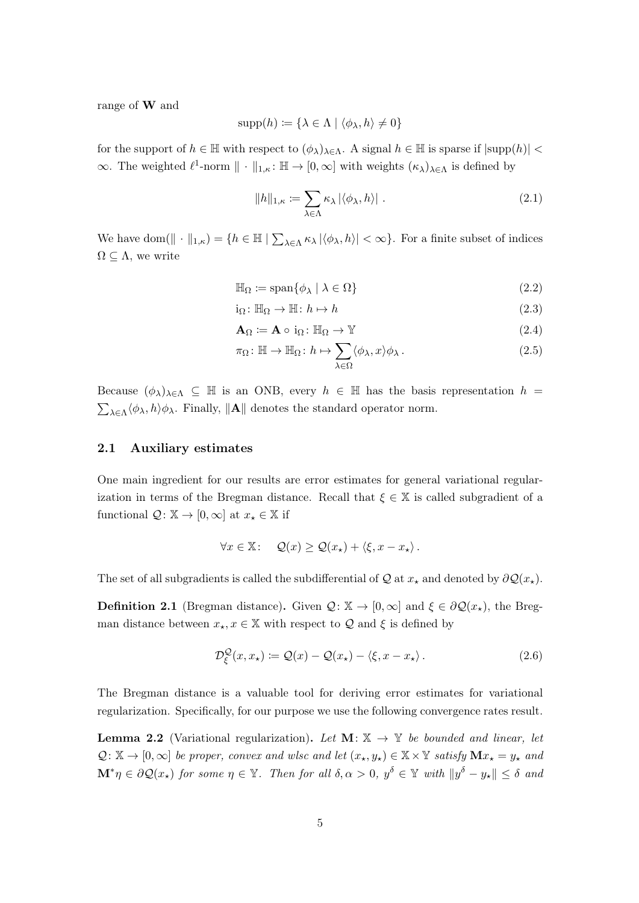range of $\mathbf{W}$ and

$$\operatorname{supp}(h) \coloneqq \{\lambda \in \Lambda \mid \langle \phi_\lambda, h \rangle \neq 0\}$$

for the support of $h \in \mathbb{H}$ with respect to $(\phi_\lambda)_{\lambda \in \Lambda}$. A signal $h \in \mathbb{H}$ is sparse if $|\operatorname{supp}(h)| < \infty$. The weighted $\ell^1$-norm $\| \cdot \|_{1,\kappa} \colon \mathbb{H} \to [0, \infty]$ with weights $(\kappa_\lambda)_{\lambda \in \Lambda}$ is defined by

$$\|h\|_{1,\kappa} \coloneqq \sum_{\lambda \in \Lambda} \kappa_\lambda \, |\langle \phi_\lambda, h \rangle| \, . \tag{2.1}$$

We have $\operatorname{dom}(\| \cdot \|_{1,\kappa}) = \{h \in \mathbb{H} \mid \sum_{\lambda \in \Lambda} \kappa_\lambda \, |\langle \phi_\lambda, h \rangle| < \infty\}$. For a finite subset of indices $\Omega \subseteq \Lambda$, we write

$$\mathbb{H}_\Omega \coloneqq \operatorname{span}\{\phi_\lambda \mid \lambda \in \Omega\} \tag{2.2}$$

$$\mathrm{i}_\Omega \colon \mathbb{H}_\Omega \to \mathbb{H} \colon h \mapsto h \tag{2.3}$$

$$\mathbf{A}_\Omega \coloneqq \mathbf{A} \circ \mathrm{i}_\Omega \colon \mathbb{H}_\Omega \to \mathbb{Y} \tag{2.4}$$

$$\pi_\Omega \colon \mathbb{H} \to \mathbb{H}_\Omega \colon h \mapsto \sum_{\lambda \in \Omega} \langle \phi_\lambda, x \rangle \phi_\lambda \, . \tag{2.5}$$

Because $(\phi_\lambda)_{\lambda \in \Lambda} \subseteq \mathbb{H}$ is an ONB, every $h \in \mathbb{H}$ has the basis representation $h = \sum_{\lambda \in \Lambda} \langle \phi_\lambda, h \rangle \phi_\lambda$. Finally, $\|\mathbf{A}\|$ denotes the standard operator norm.

## 2.1 Auxiliary estimates

One main ingredient for our results are error estimates for general variational regularization in terms of the Bregman distance. Recall that $\xi \in \mathbb{X}$ is called subgradient of a functional $\mathcal{Q} \colon \mathbb{X} \to [0, \infty]$ at $x_\star \in \mathbb{X}$ if

$$\forall x \in \mathbb{X} \colon \quad \mathcal{Q}(x) \geq \mathcal{Q}(x_\star) + \langle \xi, x - x_\star \rangle \, .$$

The set of all subgradients is called the subdifferential of $\mathcal{Q}$ at $x_\star$ and denoted by $\partial \mathcal{Q}(x_\star)$.

**Definition 2.1** (Bregman distance)**.** Given $\mathcal{Q} \colon \mathbb{X} \to [0, \infty]$ and $\xi \in \partial \mathcal{Q}(x_\star)$, the Bregman distance between $x_\star, x \in \mathbb{X}$ with respect to $\mathcal{Q}$ and $\xi$ is defined by

$$\mathcal{D}_\xi^{\mathcal{Q}}(x, x_\star) \coloneqq \mathcal{Q}(x) - \mathcal{Q}(x_\star) - \langle \xi, x - x_\star \rangle \, . \tag{2.6}$$

The Bregman distance is a valuable tool for deriving error estimates for variational regularization. Specifically, for our purpose we use the following convergence rates result.

**Lemma 2.2** (Variational regularization)**.** *Let $\mathbf{M} \colon \mathbb{X} \to \mathbb{Y}$ be bounded and linear, let $\mathcal{Q} \colon \mathbb{X} \to [0, \infty]$ be proper, convex and wlsc and let $(x_\star, y_\star) \in \mathbb{X} \times \mathbb{Y}$ satisfy $\mathbf{M} x_\star = y_\star$ and $\mathbf{M}^* \eta \in \partial \mathcal{Q}(x_\star)$ for some $\eta \in \mathbb{Y}$. Then for all $\delta, \alpha > 0$, $y^\delta \in \mathbb{Y}$ with $\|y^\delta - y_\star\| \leq \delta$ and*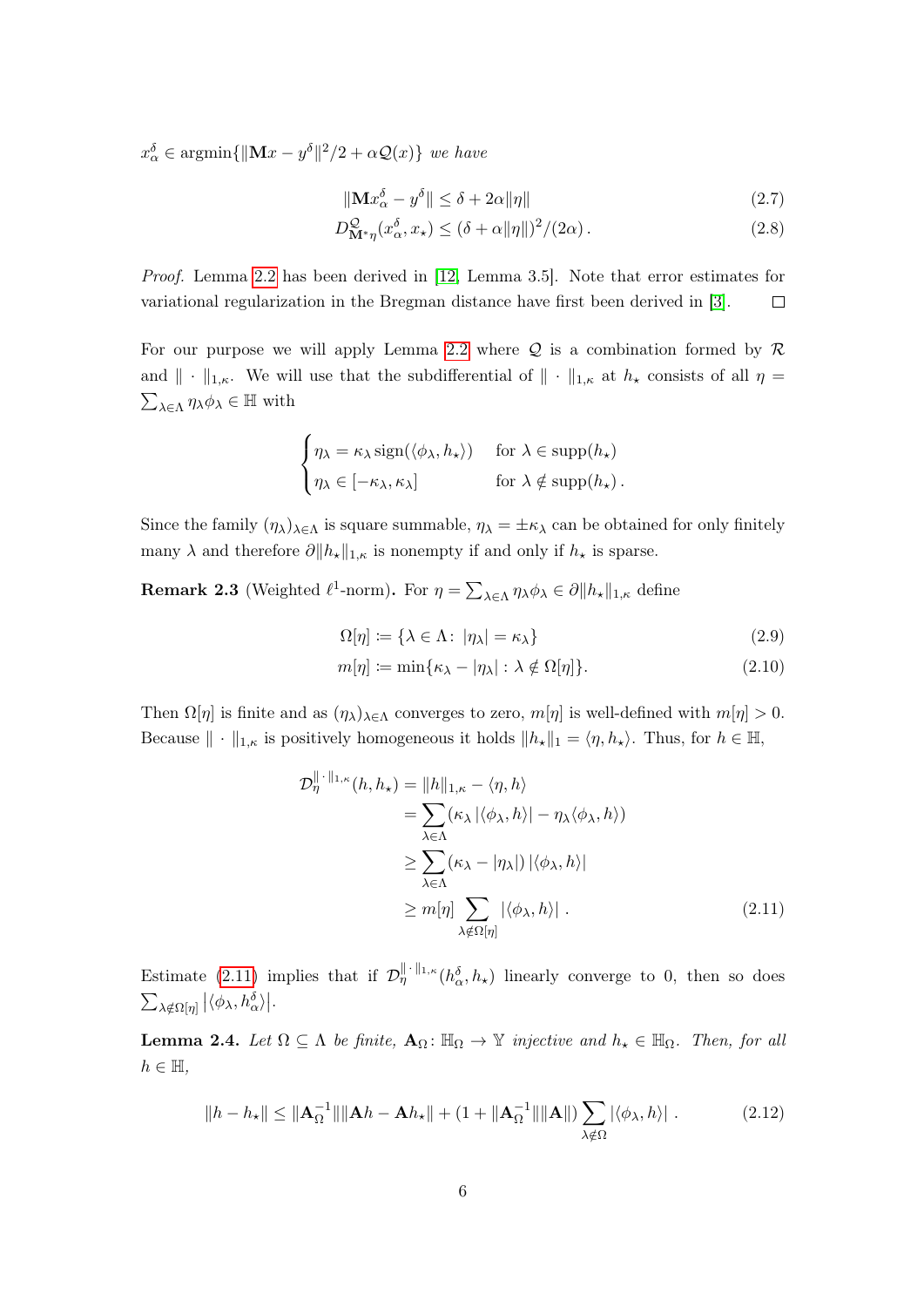$x_\alpha^\delta \in \operatorname{argmin}\{\|\mathbf{M}x - y^\delta\|^2/2 + \alpha\mathcal{Q}(x)\}$ *we have*

$$\|\mathbf{M}x_\alpha^\delta - y^\delta\| \leq \delta + 2\alpha\|\eta\| \tag{2.7}$$

$$D^{\mathcal{Q}}_{\mathbf{M}^*\eta}(x_\alpha^\delta, x_\star) \leq (\delta + \alpha\|\eta\|)^2/(2\alpha)\,. \tag{2.8}$$

*Proof.* Lemma 2.2 has been derived in [12, Lemma 3.5]. Note that error estimates for variational regularization in the Bregman distance have first been derived in [3]. □

For our purpose we will apply Lemma 2.2 where $\mathcal{Q}$ is a combination formed by $\mathcal{R}$ and $\|\cdot\|_{1,\kappa}$. We will use that the subdifferential of $\|\cdot\|_{1,\kappa}$ at $h_\star$ consists of all $\eta = \sum_{\lambda\in\Lambda} \eta_\lambda \phi_\lambda \in \mathbb{H}$ with

$$\begin{cases} \eta_\lambda = \kappa_\lambda \operatorname{sign}(\langle \phi_\lambda, h_\star\rangle) & \text{for } \lambda \in \operatorname{supp}(h_\star) \\ \eta_\lambda \in [-\kappa_\lambda, \kappa_\lambda] & \text{for } \lambda \notin \operatorname{supp}(h_\star)\,. \end{cases}$$

Since the family $(\eta_\lambda)_{\lambda\in\Lambda}$ is square summable, $\eta_\lambda = \pm\kappa_\lambda$ can be obtained for only finitely many $\lambda$ and therefore $\partial\|h_\star\|_{1,\kappa}$ is nonempty if and only if $h_\star$ is sparse.

**Remark 2.3** (Weighted $\ell^1$-norm)**.** For $\eta = \sum_{\lambda\in\Lambda} \eta_\lambda\phi_\lambda \in \partial\|h_\star\|_{1,\kappa}$ define

$$\Omega[\eta] \coloneqq \{\lambda \in \Lambda \colon |\eta_\lambda| = \kappa_\lambda\} \tag{2.9}$$

$$m[\eta] \coloneqq \min\{\kappa_\lambda - |\eta_\lambda| : \lambda \notin \Omega[\eta]\}. \tag{2.10}$$

Then $\Omega[\eta]$ is finite and as $(\eta_\lambda)_{\lambda\in\Lambda}$ converges to zero, $m[\eta]$ is well-defined with $m[\eta] > 0$. Because $\|\cdot\|_{1,\kappa}$ is positively homogeneous it holds $\|h_\star\|_1 = \langle \eta, h_\star\rangle$. Thus, for $h \in \mathbb{H}$,

$$\begin{aligned} \mathcal{D}_\eta^{\|\cdot\|_{1,\kappa}}(h, h_\star) &= \|h\|_{1,\kappa} - \langle \eta, h\rangle \\ &= \sum_{\lambda\in\Lambda} (\kappa_\lambda \, |\langle\phi_\lambda, h\rangle| - \eta_\lambda\langle\phi_\lambda, h\rangle) \\ &\geq \sum_{\lambda\in\Lambda} (\kappa_\lambda - |\eta_\lambda|)\, |\langle\phi_\lambda, h\rangle| \\ &\geq m[\eta] \sum_{\lambda\notin\Omega[\eta]} |\langle\phi_\lambda, h\rangle|\,. \end{aligned} \tag{2.11}$$

Estimate (2.11) implies that if $\mathcal{D}_\eta^{\|\cdot\|_{1,\kappa}}(h_\alpha^\delta, h_\star)$ linearly converge to 0, then so does $\sum_{\lambda\notin\Omega[\eta]} |\langle\phi_\lambda, h_\alpha^\delta\rangle|$.

**Lemma 2.4.** *Let $\Omega \subseteq \Lambda$ be finite, $\mathbf{A}_\Omega \colon \mathbb{H}_\Omega \to \mathbb{Y}$ injective and $h_\star \in \mathbb{H}_\Omega$. Then, for all $h \in \mathbb{H}$,*

$$\|h - h_\star\| \leq \|\mathbf{A}_\Omega^{-1}\|\|\mathbf{A}h - \mathbf{A}h_\star\| + (1 + \|\mathbf{A}_\Omega^{-1}\|\|\mathbf{A}\|) \sum_{\lambda\notin\Omega} |\langle\phi_\lambda, h\rangle|\,. \tag{2.12}$$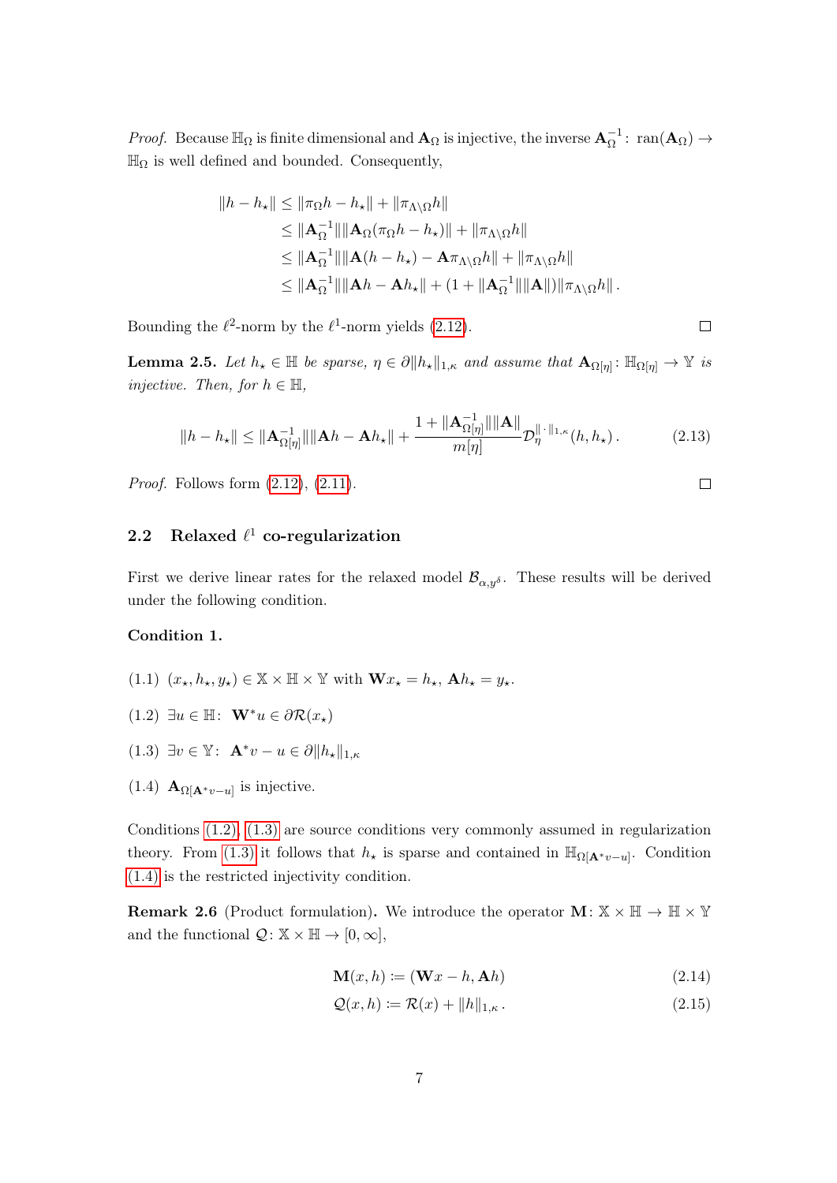*Proof.* Because $\mathbb{H}_\Omega$ is finite dimensional and $\mathbf{A}_\Omega$ is injective, the inverse $\mathbf{A}_\Omega^{-1}\colon \operatorname{ran}(\mathbf{A}_\Omega) \to \mathbb{H}_\Omega$ is well defined and bounded. Consequently,

$$
\begin{aligned}
\|h - h_\star\| &\leq \|\pi_\Omega h - h_\star\| + \|\pi_{\Lambda\setminus\Omega} h\| \\
&\leq \|\mathbf{A}_\Omega^{-1}\| \|\mathbf{A}_\Omega(\pi_\Omega h - h_\star)\| + \|\pi_{\Lambda\setminus\Omega} h\| \\
&\leq \|\mathbf{A}_\Omega^{-1}\| \|\mathbf{A}(h - h_\star) - \mathbf{A}\pi_{\Lambda\setminus\Omega} h\| + \|\pi_{\Lambda\setminus\Omega} h\| \\
&\leq \|\mathbf{A}_\Omega^{-1}\| \|\mathbf{A}h - \mathbf{A}h_\star\| + (1 + \|\mathbf{A}_\Omega^{-1}\| \|\mathbf{A}\|) \|\pi_{\Lambda\setminus\Omega} h\| \,.
\end{aligned}
$$

Bounding the $\ell^2$-norm by the $\ell^1$-norm yields (2.12). □

**Lemma 2.5.** *Let $h_\star \in \mathbb{H}$ be sparse, $\eta \in \partial \|h_\star\|_{1,\kappa}$ and assume that $\mathbf{A}_{\Omega[\eta]}\colon \mathbb{H}_{\Omega[\eta]} \to \mathbb{Y}$ is injective. Then, for $h \in \mathbb{H}$,*

$$
\|h - h_\star\| \leq \|\mathbf{A}_{\Omega[\eta]}^{-1}\| \|\mathbf{A}h - \mathbf{A}h_\star\| + \frac{1 + \|\mathbf{A}_{\Omega[\eta]}^{-1}\| \|\mathbf{A}\|}{m[\eta]} \mathcal{D}_\eta^{\|\cdot\|_{1,\kappa}}(h, h_\star) \,. \tag{2.13}
$$

*Proof.* Follows form (2.12), (2.11). □

## 2.2 Relaxed $\ell^1$ co-regularization

First we derive linear rates for the relaxed model $\mathcal{B}_{\alpha, y^\delta}$. These results will be derived under the following condition.

**Condition 1.**

(1.1) $(x_\star, h_\star, y_\star) \in \mathbb{X} \times \mathbb{H} \times \mathbb{Y}$ with $\mathbf{W}x_\star = h_\star$, $\mathbf{A}h_\star = y_\star$.

(1.2) $\exists u \in \mathbb{H}\colon\ \mathbf{W}^* u \in \partial \mathcal{R}(x_\star)$

(1.3) $\exists v \in \mathbb{Y}\colon\ \mathbf{A}^* v - u \in \partial \|h_\star\|_{1,\kappa}$

(1.4) $\mathbf{A}_{\Omega[\mathbf{A}^* v - u]}$ is injective.

Conditions (1.2), (1.3) are source conditions very commonly assumed in regularization theory. From (1.3) it follows that $h_\star$ is sparse and contained in $\mathbb{H}_{\Omega[\mathbf{A}^* v - u]}$. Condition (1.4) is the restricted injectivity condition.

**Remark 2.6** (Product formulation)**.** We introduce the operator $\mathbf{M}\colon \mathbb{X} \times \mathbb{H} \to \mathbb{H} \times \mathbb{Y}$ and the functional $\mathcal{Q}\colon \mathbb{X} \times \mathbb{H} \to [0, \infty]$,

$$
\mathbf{M}(x, h) := (\mathbf{W}x - h, \mathbf{A}h) \tag{2.14}
$$

$$
\mathcal{Q}(x, h) := \mathcal{R}(x) + \|h\|_{1,\kappa} \,. \tag{2.15}
$$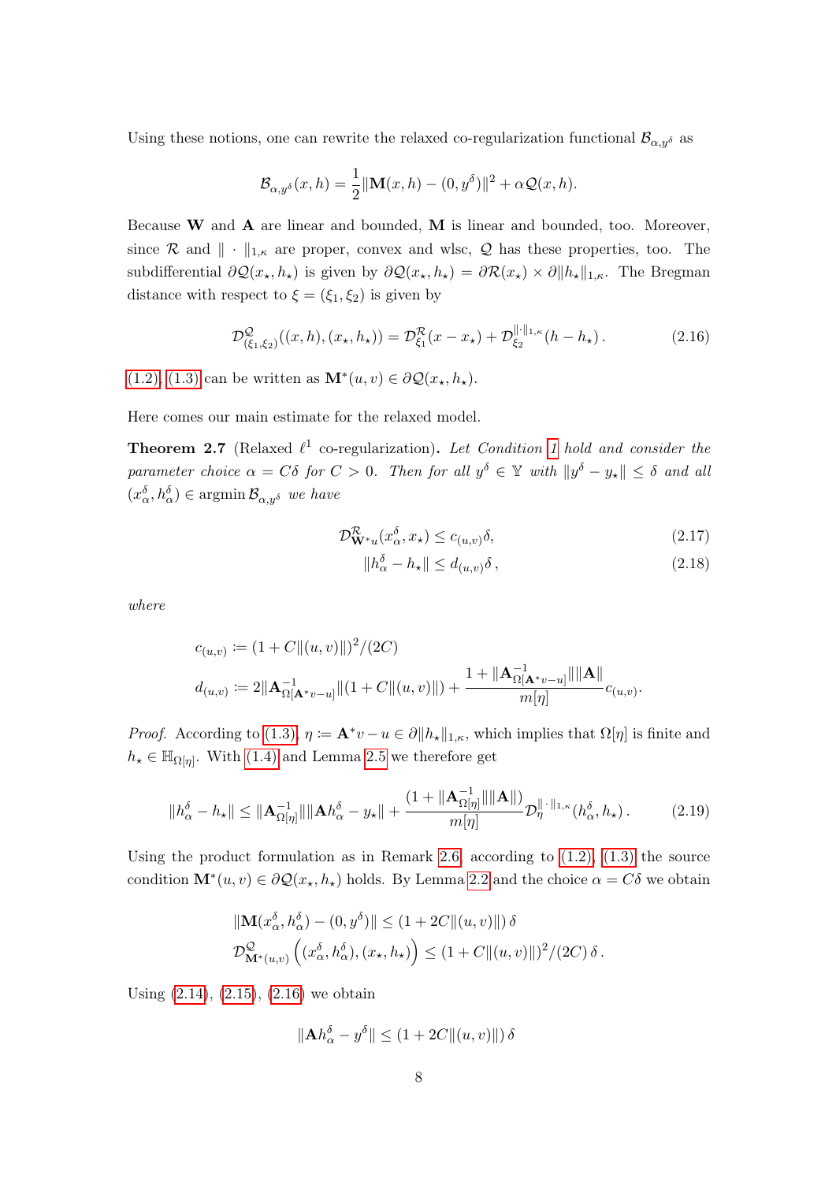Using these notions, one can rewrite the relaxed co-regularization functional $\mathcal{B}_{\alpha,y^\delta}$ as

$$\mathcal{B}_{\alpha,y^\delta}(x,h) = \frac{1}{2}\|\mathbf{M}(x,h) - (0,y^\delta)\|^2 + \alpha\mathcal{Q}(x,h).$$

Because $\mathbf{W}$ and $\mathbf{A}$ are linear and bounded, $\mathbf{M}$ is linear and bounded, too. Moreover, since $\mathcal{R}$ and $\|\cdot\|_{1,\kappa}$ are proper, convex and wlsc, $\mathcal{Q}$ has these properties, too. The subdifferential $\partial\mathcal{Q}(x_\star,h_\star)$ is given by $\partial\mathcal{Q}(x_\star,h_\star) = \partial\mathcal{R}(x_\star) \times \partial\|h_\star\|_{1,\kappa}$. The Bregman distance with respect to $\xi = (\xi_1,\xi_2)$ is given by

$$\mathcal{D}^{\mathcal{Q}}_{(\xi_1,\xi_2)}((x,h),(x_\star,h_\star)) = \mathcal{D}^{\mathcal{R}}_{\xi_1}(x - x_\star) + \mathcal{D}^{\|\cdot\|_{1,\kappa}}_{\xi_2}(h - h_\star)\,. \tag{2.16}$$

(1.2), (1.3) can be written as $\mathbf{M}^*(u,v) \in \partial\mathcal{Q}(x_\star,h_\star)$.

Here comes our main estimate for the relaxed model.

**Theorem 2.7** (Relaxed $\ell^1$ co-regularization)**.** *Let Condition 1 hold and consider the parameter choice $\alpha = C\delta$ for $C > 0$. Then for all $y^\delta \in \mathbb{Y}$ with $\|y^\delta - y_\star\| \le \delta$ and all $(x^\delta_\alpha, h^\delta_\alpha) \in \operatorname{argmin}\mathcal{B}_{\alpha,y^\delta}$ we have*

$$\mathcal{D}^{\mathcal{R}}_{\mathbf{W}^*u}(x^\delta_\alpha, x_\star) \le c_{(u,v)}\delta, \tag{2.17}$$

$$\|h^\delta_\alpha - h_\star\| \le d_{(u,v)}\delta\,, \tag{2.18}$$

*where*

$$c_{(u,v)} \coloneqq (1 + C\|(u,v)\|)^2/(2C)$$

$$d_{(u,v)} \coloneqq 2\|\mathbf{A}^{-1}_{\Omega[\mathbf{A}^*v-u]}\|(1 + C\|(u,v)\|) + \frac{1 + \|\mathbf{A}^{-1}_{\Omega[\mathbf{A}^*v-u]}\|\|\mathbf{A}\|}{m[\eta]}c_{(u,v)}.$$

*Proof.* According to (1.3), $\eta \coloneqq \mathbf{A}^*v - u \in \partial\|h_\star\|_{1,\kappa}$, which implies that $\Omega[\eta]$ is finite and $h_\star \in \mathbb{H}_{\Omega[\eta]}$. With (1.4) and Lemma 2.5 we therefore get

$$\|h^\delta_\alpha - h_\star\| \le \|\mathbf{A}^{-1}_{\Omega[\eta]}\|\|\mathbf{A}h^\delta_\alpha - y_\star\| + \frac{(1 + \|\mathbf{A}^{-1}_{\Omega[\eta]}\|\|\mathbf{A}\|)}{m[\eta]}\mathcal{D}^{\|\cdot\|_{1,\kappa}}_{\eta}(h^\delta_\alpha, h_\star)\,. \tag{2.19}$$

Using the product formulation as in Remark 2.6, according to (1.2), (1.3) the source condition $\mathbf{M}^*(u,v) \in \partial\mathcal{Q}(x_\star,h_\star)$ holds. By Lemma 2.2 and the choice $\alpha = C\delta$ we obtain

$$\|\mathbf{M}(x^\delta_\alpha, h^\delta_\alpha) - (0,y^\delta)\| \le (1 + 2C\|(u,v)\|)\,\delta$$

$$\mathcal{D}^{\mathcal{Q}}_{\mathbf{M}^*(u,v)}\left((x^\delta_\alpha, h^\delta_\alpha),(x_\star,h_\star)\right) \le (1 + C\|(u,v)\|)^2/(2C)\,\delta\,.$$

Using (2.14), (2.15), (2.16) we obtain

$$\|\mathbf{A}h^\delta_\alpha - y^\delta\| \le (1 + 2C\|(u,v)\|)\,\delta$$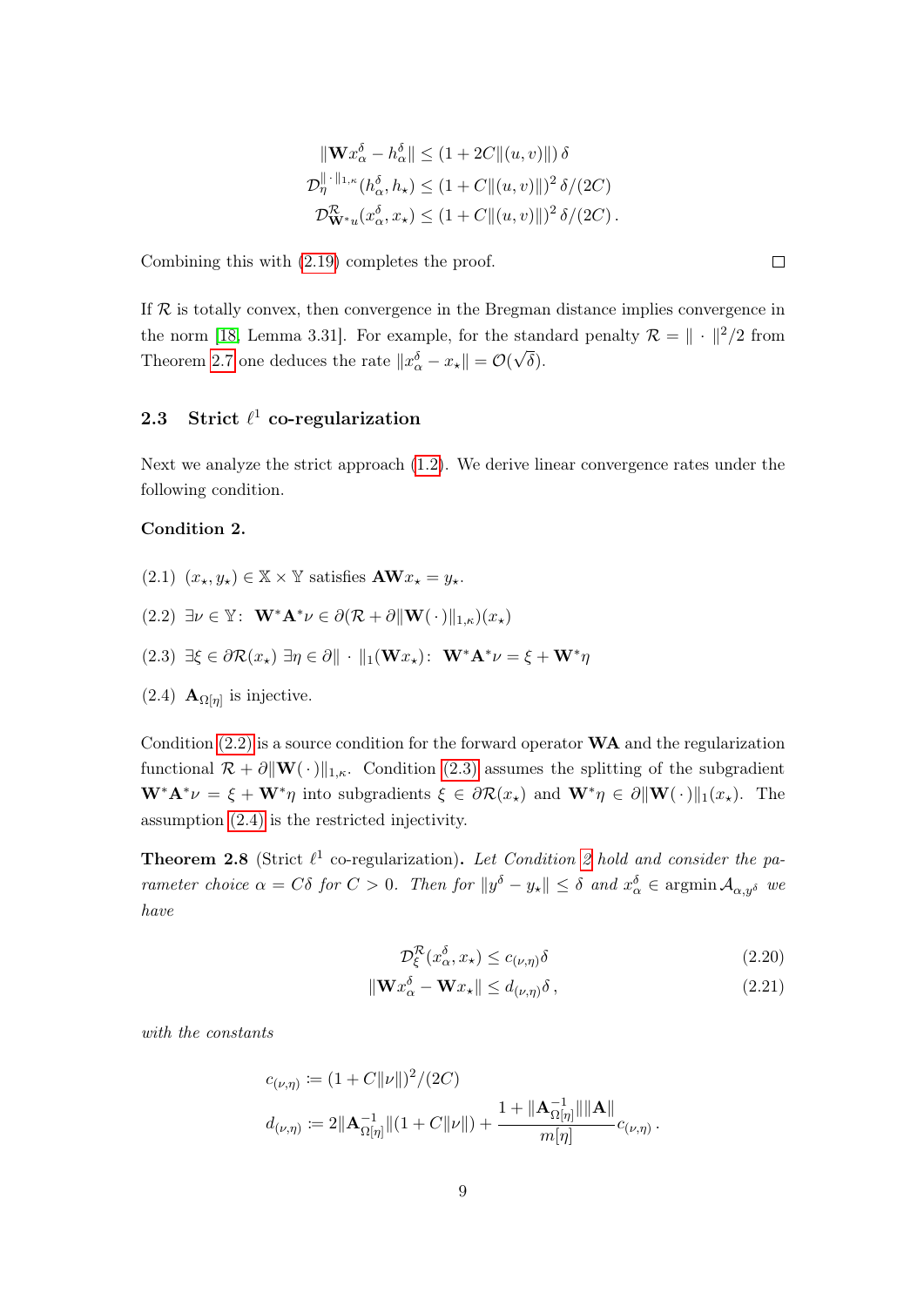$$
\begin{aligned}
\|\mathbf{W}x_\alpha^\delta - h_\alpha^\delta\| &\leq (1 + 2C\|(u,v)\|)\,\delta \\
\mathcal{D}_\eta^{\|\cdot\|_{1,\kappa}}(h_\alpha^\delta, h_\star) &\leq (1 + C\|(u,v)\|)^2\,\delta/(2C) \\
\mathcal{D}_{\mathbf{W}^* u}^{\mathcal{R}}(x_\alpha^\delta, x_\star) &\leq (1 + C\|(u,v)\|)^2\,\delta/(2C)\,.
\end{aligned}
$$

Combining this with (2.19) completes the proof. □

If $\mathcal{R}$ is totally convex, then convergence in the Bregman distance implies convergence in the norm [18, Lemma 3.31]. For example, for the standard penalty $\mathcal{R} = \|\cdot\|^2/2$ from Theorem 2.7 one deduces the rate $\|x_\alpha^\delta - x_\star\| = \mathcal{O}(\sqrt{\delta})$.

## 2.3 Strict $\ell^1$ co-regularization

Next we analyze the strict approach (1.2). We derive linear convergence rates under the following condition.

**Condition 2.**

(2.1) $(x_\star, y_\star) \in \mathbb{X} \times \mathbb{Y}$ satisfies $\mathbf{A}\mathbf{W}x_\star = y_\star$.

(2.2) $\exists \nu \in \mathbb{Y}\colon\ \mathbf{W}^*\mathbf{A}^*\nu \in \partial(\mathcal{R} + \partial\|\mathbf{W}(\,\cdot\,)\|_{1,\kappa})(x_\star)$

(2.3) $\exists \xi \in \partial\mathcal{R}(x_\star)\ \exists \eta \in \partial\|\cdot\|_1(\mathbf{W}x_\star)\colon\ \mathbf{W}^*\mathbf{A}^*\nu = \xi + \mathbf{W}^*\eta$

(2.4) $\mathbf{A}_{\Omega[\eta]}$ is injective.

Condition (2.2) is a source condition for the forward operator $\mathbf{W}\mathbf{A}$ and the regularization functional $\mathcal{R} + \partial\|\mathbf{W}(\,\cdot\,)\|_{1,\kappa}$. Condition (2.3) assumes the splitting of the subgradient $\mathbf{W}^*\mathbf{A}^*\nu = \xi + \mathbf{W}^*\eta$ into subgradients $\xi \in \partial\mathcal{R}(x_\star)$ and $\mathbf{W}^*\eta \in \partial\|\mathbf{W}(\,\cdot\,)\|_1(x_\star)$. The assumption (2.4) is the restricted injectivity.

**Theorem 2.8** (Strict $\ell^1$ co-regularization)**.** *Let Condition 2 hold and consider the parameter choice $\alpha = C\delta$ for $C > 0$. Then for $\|y^\delta - y_\star\| \leq \delta$ and $x_\alpha^\delta \in \operatorname{argmin} \mathcal{A}_{\alpha,y^\delta}$ we have*

$$
\mathcal{D}_\xi^{\mathcal{R}}(x_\alpha^\delta, x_\star) \leq c_{(\nu,\eta)}\delta \tag{2.20}
$$

$$
\|\mathbf{W}x_\alpha^\delta - \mathbf{W}x_\star\| \leq d_{(\nu,\eta)}\delta\,, \tag{2.21}
$$

*with the constants*

$$
\begin{aligned}
c_{(\nu,\eta)} &\coloneqq (1 + C\|\nu\|)^2/(2C) \\
d_{(\nu,\eta)} &\coloneqq 2\|\mathbf{A}_{\Omega[\eta]}^{-1}\|(1 + C\|\nu\|) + \frac{1 + \|\mathbf{A}_{\Omega[\eta]}^{-1}\|\|\mathbf{A}\|}{m[\eta]}c_{(\nu,\eta)}\,.
\end{aligned}
$$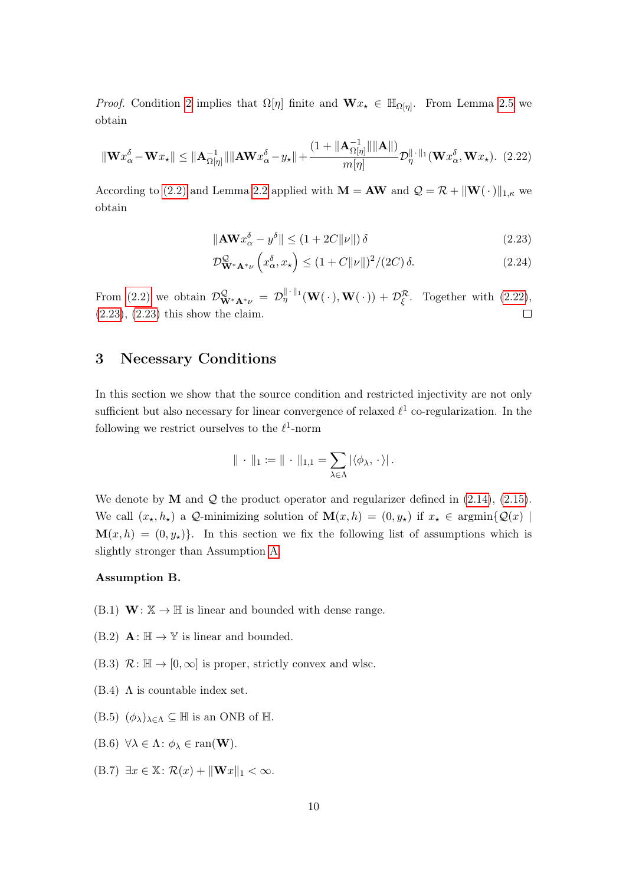*Proof.* Condition 2 implies that $\Omega[\eta]$ finite and $\mathbf{W}x_\star \in \mathbb{H}_{\Omega[\eta]}$. From Lemma 2.5 we obtain

$$\|\mathbf{W}x_\alpha^\delta - \mathbf{W}x_\star\| \leq \|\mathbf{A}_{\Omega[\eta]}^{-1}\|\|\mathbf{A}\mathbf{W}x_\alpha^\delta - y_\star\| + \frac{(1+\|\mathbf{A}_{\Omega[\eta]}^{-1}\|\|\mathbf{A}\|)}{m[\eta]}\mathcal{D}_\eta^{\|\cdot\|_1}(\mathbf{W}x_\alpha^\delta, \mathbf{W}x_\star). \tag{2.22}$$

According to (2.2) and Lemma 2.2 applied with $\mathbf{M} = \mathbf{A}\mathbf{W}$ and $\mathcal{Q} = \mathcal{R} + \|\mathbf{W}(\,\cdot\,)\|_{1,\kappa}$ we obtain

$$\|\mathbf{A}\mathbf{W}x_\alpha^\delta - y^\delta\| \leq (1 + 2C\|\nu\|)\,\delta \tag{2.23}$$

$$\mathcal{D}^{\mathcal{Q}}_{\mathbf{W}^*\mathbf{A}^*\nu}\left(x_\alpha^\delta, x_\star\right) \leq (1 + C\|\nu\|)^2/(2C)\,\delta. \tag{2.24}$$

From (2.2) we obtain $\mathcal{D}^{\mathcal{Q}}_{\mathbf{W}^*\mathbf{A}^*\nu} = \mathcal{D}_\eta^{\|\cdot\|_1}(\mathbf{W}(\,\cdot\,), \mathbf{W}(\,\cdot\,)) + \mathcal{D}_\xi^{\mathcal{R}}$. Together with (2.22), (2.23), (2.23) this show the claim. □

## 3 Necessary Conditions

In this section we show that the source condition and restricted injectivity are not only sufficient but also necessary for linear convergence of relaxed $\ell^1$ co-regularization. In the following we restrict ourselves to the $\ell^1$-norm

$$\|\cdot\|_1 := \|\cdot\|_{1,1} = \sum_{\lambda\in\Lambda} |\langle \phi_\lambda, \cdot\rangle|\,.$$

We denote by $\mathbf{M}$ and $\mathcal{Q}$ the product operator and regularizer defined in (2.14), (2.15). We call $(x_\star, h_\star)$ a $\mathcal{Q}$-minimizing solution of $\mathbf{M}(x,h) = (0, y_\star)$ if $x_\star \in \operatorname{argmin}\{\mathcal{Q}(x) \mid \mathbf{M}(x,h) = (0,y_\star)\}$. In this section we fix the following list of assumptions which is slightly stronger than Assumption A.

**Assumption B.**

(B.1) $\mathbf{W}\colon \mathbb{X} \to \mathbb{H}$ is linear and bounded with dense range.

(B.2) $\mathbf{A}\colon \mathbb{H} \to \mathbb{Y}$ is linear and bounded.

(B.3) $\mathcal{R}\colon \mathbb{H} \to [0,\infty]$ is proper, strictly convex and wlsc.

(B.4) $\Lambda$ is countable index set.

(B.5) $(\phi_\lambda)_{\lambda\in\Lambda} \subseteq \mathbb{H}$ is an ONB of $\mathbb{H}$.

(B.6) $\forall \lambda \in \Lambda\colon \phi_\lambda \in \operatorname{ran}(\mathbf{W})$.

(B.7) $\exists x \in \mathbb{X}\colon \mathcal{R}(x) + \|\mathbf{W}x\|_1 < \infty$.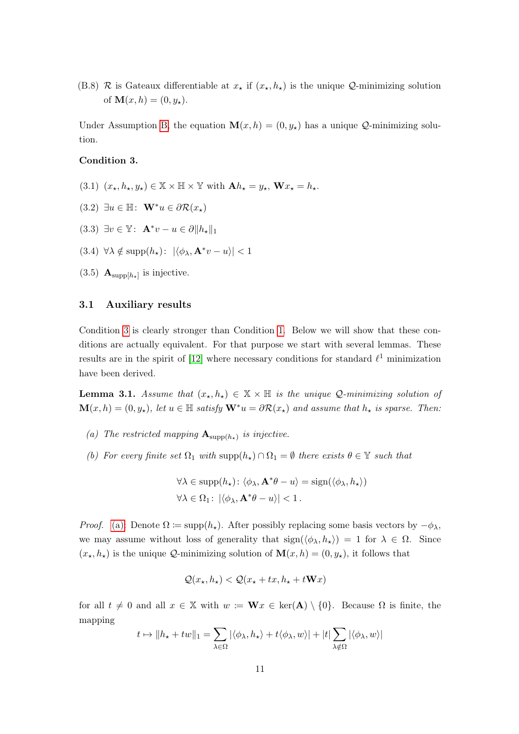(B.8) $\mathcal{R}$ is Gateaux differentiable at $x_\star$ if $(x_\star, h_\star)$ is the unique $\mathcal{Q}$-minimizing solution of $\mathbf{M}(x,h) = (0, y_\star)$.

Under Assumption B, the equation $\mathbf{M}(x,h) = (0, y_\star)$ has a unique $\mathcal{Q}$-minimizing solution.

**Condition 3.**

(3.1) $(x_\star, h_\star, y_\star) \in \mathbb{X} \times \mathbb{H} \times \mathbb{Y}$ with $\mathbf{A}h_\star = y_\star$, $\mathbf{W}x_\star = h_\star$.

(3.2) $\exists u \in \mathbb{H}\colon\ \mathbf{W}^* u \in \partial \mathcal{R}(x_\star)$

(3.3) $\exists v \in \mathbb{Y}\colon\ \mathbf{A}^* v - u \in \partial \|h_\star\|_1$

(3.4) $\forall \lambda \notin \operatorname{supp}(h_\star)\colon\ |\langle \phi_\lambda, \mathbf{A}^* v - u \rangle| < 1$

(3.5) $\mathbf{A}_{\operatorname{supp}[h_\star]}$ is injective.

## 3.1 Auxiliary results

Condition 3 is clearly stronger than Condition 1. Below we will show that these conditions are actually equivalent. For that purpose we start with several lemmas. These results are in the spirit of [12] where necessary conditions for standard $\ell^1$ minimization have been derived.

**Lemma 3.1.** *Assume that $(x_\star, h_\star) \in \mathbb{X} \times \mathbb{H}$ is the unique $\mathcal{Q}$-minimizing solution of $\mathbf{M}(x,h) = (0, y_\star)$, let $u \in \mathbb{H}$ satisfy $\mathbf{W}^* u = \partial \mathcal{R}(x_\star)$ and assume that $h_\star$ is sparse. Then:*

*(a) The restricted mapping $\mathbf{A}_{\operatorname{supp}(h_\star)}$ is injective.*

*(b) For every finite set $\Omega_1$ with $\operatorname{supp}(h_\star) \cap \Omega_1 = \emptyset$ there exists $\theta \in \mathbb{Y}$ such that*

$$
\begin{aligned}
&\forall \lambda \in \operatorname{supp}(h_\star)\colon \langle \phi_\lambda, \mathbf{A}^* \theta - u \rangle = \operatorname{sign}(\langle \phi_\lambda, h_\star \rangle) \\
&\forall \lambda \in \Omega_1\colon\ |\langle \phi_\lambda, \mathbf{A}^* \theta - u \rangle| < 1\,.
\end{aligned}
$$

*Proof.* (a): Denote $\Omega \coloneqq \operatorname{supp}(h_\star)$. After possibly replacing some basis vectors by $-\phi_\lambda$, we may assume without loss of generality that $\operatorname{sign}(\langle \phi_\lambda, h_\star \rangle) = 1$ for $\lambda \in \Omega$. Since $(x_\star, h_\star)$ is the unique $\mathcal{Q}$-minimizing solution of $\mathbf{M}(x,h) = (0, y_\star)$, it follows that

$$
\mathcal{Q}(x_\star, h_\star) < \mathcal{Q}(x_\star + tx, h_\star + t\mathbf{W}x)
$$

for all $t \neq 0$ and all $x \in \mathbb{X}$ with $w \coloneqq \mathbf{W}x \in \ker(\mathbf{A}) \setminus \{0\}$. Because $\Omega$ is finite, the mapping

$$
t \mapsto \|h_\star + tw\|_1 = \sum_{\lambda \in \Omega} |\langle \phi_\lambda, h_\star \rangle + t \langle \phi_\lambda, w \rangle| + |t| \sum_{\lambda \notin \Omega} |\langle \phi_\lambda, w \rangle|
$$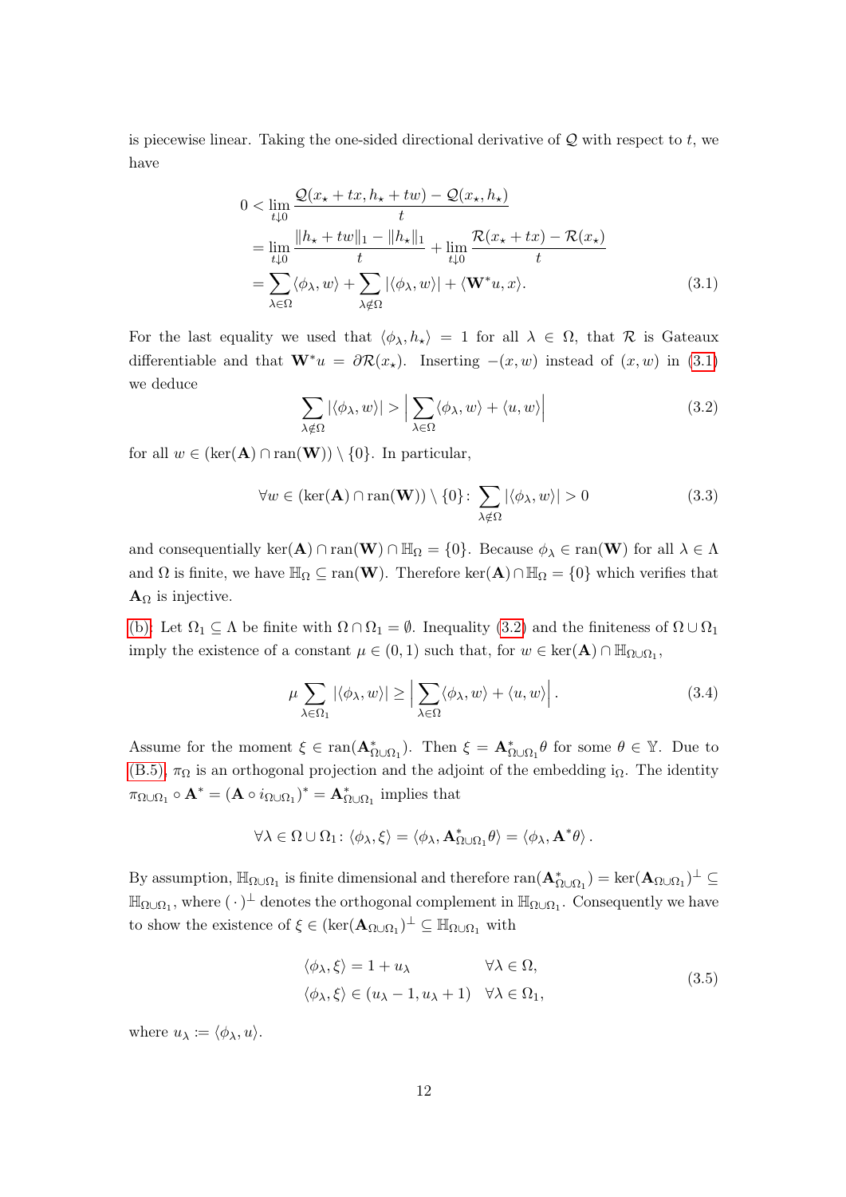is piecewise linear. Taking the one-sided directional derivative of $\mathcal{Q}$ with respect to $t$, we have

$$
\begin{aligned}
0 &< \lim_{t \downarrow 0} \frac{\mathcal{Q}(x_\star + tx, h_\star + tw) - \mathcal{Q}(x_\star, h_\star)}{t} \\
&= \lim_{t \downarrow 0} \frac{\|h_\star + tw\|_1 - \|h_\star\|_1}{t} + \lim_{t \downarrow 0} \frac{\mathcal{R}(x_\star + tx) - \mathcal{R}(x_\star)}{t} \\
&= \sum_{\lambda \in \Omega} \langle \phi_\lambda, w \rangle + \sum_{\lambda \notin \Omega} |\langle \phi_\lambda, w \rangle| + \langle \mathbf{W}^* u, x \rangle. \qquad (3.1)
\end{aligned}
$$

For the last equality we used that $\langle \phi_\lambda, h_\star \rangle = 1$ for all $\lambda \in \Omega$, that $\mathcal{R}$ is Gateaux differentiable and that $\mathbf{W}^* u = \partial \mathcal{R}(x_\star)$. Inserting $-(x, w)$ instead of $(x, w)$ in (3.1) we deduce

$$
\sum_{\lambda \notin \Omega} |\langle \phi_\lambda, w \rangle| > \Big| \sum_{\lambda \in \Omega} \langle \phi_\lambda, w \rangle + \langle u, w \rangle \Big| \qquad (3.2)
$$

for all $w \in (\ker(\mathbf{A}) \cap \operatorname{ran}(\mathbf{W})) \setminus \{0\}$. In particular,

$$
\forall w \in (\ker(\mathbf{A}) \cap \operatorname{ran}(\mathbf{W})) \setminus \{0\} \colon \sum_{\lambda \notin \Omega} |\langle \phi_\lambda, w \rangle| > 0 \qquad (3.3)
$$

and consequentially $\ker(\mathbf{A}) \cap \operatorname{ran}(\mathbf{W}) \cap \mathbb{H}_\Omega = \{0\}$. Because $\phi_\lambda \in \operatorname{ran}(\mathbf{W})$ for all $\lambda \in \Lambda$ and $\Omega$ is finite, we have $\mathbb{H}_\Omega \subseteq \operatorname{ran}(\mathbf{W})$. Therefore $\ker(\mathbf{A}) \cap \mathbb{H}_\Omega = \{0\}$ which verifies that $\mathbf{A}_\Omega$ is injective.

(b): Let $\Omega_1 \subseteq \Lambda$ be finite with $\Omega \cap \Omega_1 = \emptyset$. Inequality (3.2) and the finiteness of $\Omega \cup \Omega_1$ imply the existence of a constant $\mu \in (0, 1)$ such that, for $w \in \ker(\mathbf{A}) \cap \mathbb{H}_{\Omega \cup \Omega_1}$,

$$
\mu \sum_{\lambda \in \Omega_1} |\langle \phi_\lambda, w \rangle| \geq \Big| \sum_{\lambda \in \Omega} \langle \phi_\lambda, w \rangle + \langle u, w \rangle \Big|. \qquad (3.4)
$$

Assume for the moment $\xi \in \operatorname{ran}(\mathbf{A}^*_{\Omega \cup \Omega_1})$. Then $\xi = \mathbf{A}^*_{\Omega \cup \Omega_1} \theta$ for some $\theta \in \mathbb{Y}$. Due to (B.5), $\pi_\Omega$ is an orthogonal projection and the adjoint of the embedding $\mathrm{i}_\Omega$. The identity $\pi_{\Omega \cup \Omega_1} \circ \mathbf{A}^* = (\mathbf{A} \circ i_{\Omega \cup \Omega_1})^* = \mathbf{A}^*_{\Omega \cup \Omega_1}$ implies that

$$
\forall \lambda \in \Omega \cup \Omega_1 \colon \langle \phi_\lambda, \xi \rangle = \langle \phi_\lambda, \mathbf{A}^*_{\Omega \cup \Omega_1} \theta \rangle = \langle \phi_\lambda, \mathbf{A}^* \theta \rangle .
$$

By assumption, $\mathbb{H}_{\Omega \cup \Omega_1}$ is finite dimensional and therefore $\operatorname{ran}(\mathbf{A}^*_{\Omega \cup \Omega_1}) = \ker(\mathbf{A}_{\Omega \cup \Omega_1})^\perp \subseteq \mathbb{H}_{\Omega \cup \Omega_1}$, where $(\,\cdot\,)^\perp$ denotes the orthogonal complement in $\mathbb{H}_{\Omega \cup \Omega_1}$. Consequently we have to show the existence of $\xi \in (\ker(\mathbf{A}_{\Omega \cup \Omega_1})^\perp \subseteq \mathbb{H}_{\Omega \cup \Omega_1}$ with

$$
\begin{aligned}
&\langle \phi_\lambda, \xi \rangle = 1 + u_\lambda && \forall \lambda \in \Omega, \\
&\langle \phi_\lambda, \xi \rangle \in (u_\lambda - 1, u_\lambda + 1) && \forall \lambda \in \Omega_1,
\end{aligned} \qquad (3.5)
$$

where $u_\lambda := \langle \phi_\lambda, u \rangle$.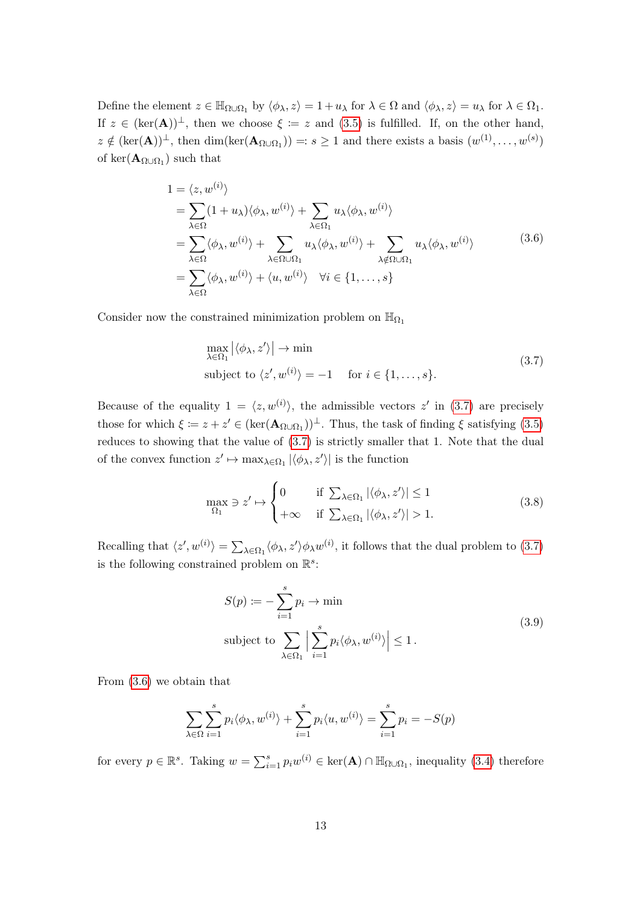Define the element $z \in \mathbb{H}_{\Omega\cup\Omega_1}$ by $\langle \phi_\lambda, z\rangle = 1 + u_\lambda$ for $\lambda \in \Omega$ and $\langle \phi_\lambda, z\rangle = u_\lambda$ for $\lambda \in \Omega_1$. If $z \in (\ker(\mathbf{A}))^\perp$, then we choose $\xi := z$ and (3.5) is fulfilled. If, on the other hand, $z \notin (\ker(\mathbf{A}))^\perp$, then $\dim(\ker(\mathbf{A}_{\Omega\cup\Omega_1})) =: s \geq 1$ and there exists a basis $(w^{(1)}, \ldots, w^{(s)})$ of $\ker(\mathbf{A}_{\Omega\cup\Omega_1})$ such that

$$
\begin{aligned}
1 &= \langle z, w^{(i)}\rangle \\
&= \sum_{\lambda\in\Omega} (1+u_\lambda)\langle \phi_\lambda, w^{(i)}\rangle + \sum_{\lambda\in\Omega_1} u_\lambda \langle \phi_\lambda, w^{(i)}\rangle \\
&= \sum_{\lambda\in\Omega} \langle \phi_\lambda, w^{(i)}\rangle + \sum_{\lambda\in\Omega\cup\Omega_1} u_\lambda \langle \phi_\lambda, w^{(i)}\rangle + \sum_{\lambda\notin\Omega\cup\Omega_1} u_\lambda \langle \phi_\lambda, w^{(i)}\rangle \\
&= \sum_{\lambda\in\Omega} \langle \phi_\lambda, w^{(i)}\rangle + \langle u, w^{(i)}\rangle \quad \forall i \in \{1,\ldots,s\}
\end{aligned}
\tag{3.6}
$$

Consider now the constrained minimization problem on $\mathbb{H}_{\Omega_1}$

$$
\begin{aligned}
&\max_{\lambda\in\Omega_1} \left|\langle \phi_\lambda, z'\rangle\right| \to \min \\
&\text{subject to } \langle z', w^{(i)}\rangle = -1 \quad \text{ for } i \in \{1,\ldots,s\}.
\end{aligned}
\tag{3.7}
$$

Because of the equality $1 = \langle z, w^{(i)}\rangle$, the admissible vectors $z'$ in (3.7) are precisely those for which $\xi := z + z' \in (\ker(\mathbf{A}_{\Omega\cup\Omega_1}))^\perp$. Thus, the task of finding $\xi$ satisfying (3.5) reduces to showing that the value of (3.7) is strictly smaller that 1. Note that the dual of the convex function $z' \mapsto \max_{\lambda\in\Omega_1} |\langle \phi_\lambda, z'\rangle|$ is the function

$$
\max_{\Omega_1} \ni z' \mapsto \begin{cases} 0 & \text{if } \sum_{\lambda\in\Omega_1} |\langle \phi_\lambda, z'\rangle| \leq 1 \\ +\infty & \text{if } \sum_{\lambda\in\Omega_1} |\langle \phi_\lambda, z'\rangle| > 1. \end{cases}
\tag{3.8}
$$

Recalling that $\langle z', w^{(i)}\rangle = \sum_{\lambda\in\Omega_1} \langle \phi_\lambda, z'\rangle \phi_\lambda w^{(i)}$, it follows that the dual problem to (3.7) is the following constrained problem on $\mathbb{R}^s$:

$$
\begin{aligned}
&S(p) := -\sum_{i=1}^{s} p_i \to \min \\
&\text{subject to } \sum_{\lambda\in\Omega_1} \Big| \sum_{i=1}^{s} p_i \langle \phi_\lambda, w^{(i)}\rangle \Big| \leq 1\,.
\end{aligned}
\tag{3.9}
$$

From (3.6) we obtain that

$$
\sum_{\lambda\in\Omega} \sum_{i=1}^{s} p_i \langle \phi_\lambda, w^{(i)}\rangle + \sum_{i=1}^{s} p_i \langle u, w^{(i)}\rangle = \sum_{i=1}^{s} p_i = -S(p)
$$

for every $p \in \mathbb{R}^s$. Taking $w = \sum_{i=1}^{s} p_i w^{(i)} \in \ker(\mathbf{A}) \cap \mathbb{H}_{\Omega\cup\Omega_1}$, inequality (3.4) therefore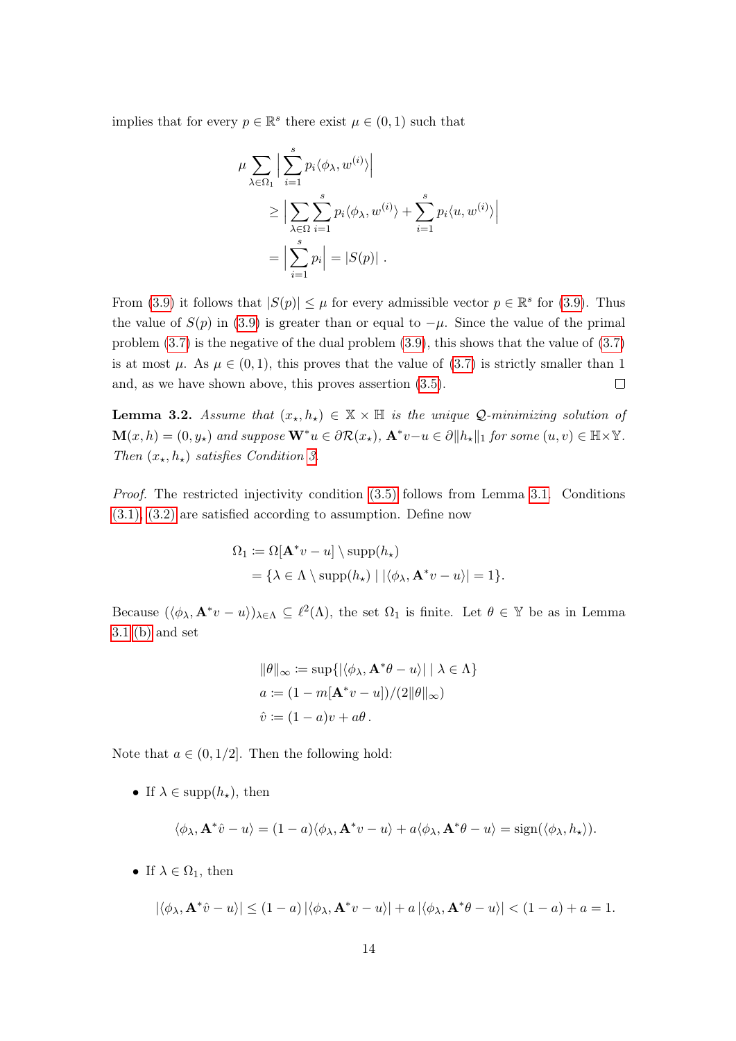implies that for every $p \in \mathbb{R}^s$ there exist $\mu \in (0,1)$ such that

$$
\begin{aligned}
\mu \sum_{\lambda \in \Omega_1} \Big| \sum_{i=1}^{s} p_i \langle \phi_\lambda, w^{(i)} \rangle \Big| \\
&\geq \Big| \sum_{\lambda \in \Omega} \sum_{i=1}^{s} p_i \langle \phi_\lambda, w^{(i)} \rangle + \sum_{i=1}^{s} p_i \langle u, w^{(i)} \rangle \Big| \\
&= \Big| \sum_{i=1}^{s} p_i \Big| = |S(p)| \, .
\end{aligned}
$$

From (3.9) it follows that $|S(p)| \leq \mu$ for every admissible vector $p \in \mathbb{R}^s$ for (3.9). Thus the value of $S(p)$ in (3.9) is greater than or equal to $-\mu$. Since the value of the primal problem (3.7) is the negative of the dual problem (3.9), this shows that the value of (3.7) is at most $\mu$. As $\mu \in (0,1)$, this proves that the value of (3.7) is strictly smaller than 1 and, as we have shown above, this proves assertion (3.5). □

**Lemma 3.2.** *Assume that $(x_\star, h_\star) \in \mathbb{X} \times \mathbb{H}$ is the unique $\mathcal{Q}$-minimizing solution of $\mathbf{M}(x,h) = (0, y_\star)$ and suppose $\mathbf{W}^* u \in \partial \mathcal{R}(x_\star)$, $\mathbf{A}^* v - u \in \partial \|h_\star\|_1$ for some $(u,v) \in \mathbb{H} \times \mathbb{Y}$. Then $(x_\star, h_\star)$ satisfies Condition 3.*

*Proof.* The restricted injectivity condition (3.5) follows from Lemma 3.1. Conditions (3.1), (3.2) are satisfied according to assumption. Define now

$$
\begin{aligned}
\Omega_1 &:= \Omega[\mathbf{A}^* v - u] \setminus \operatorname{supp}(h_\star) \\
&= \{\lambda \in \Lambda \setminus \operatorname{supp}(h_\star) \mid |\langle \phi_\lambda, \mathbf{A}^* v - u \rangle| = 1\}.
\end{aligned}
$$

Because $(\langle \phi_\lambda, \mathbf{A}^* v - u \rangle)_{\lambda \in \Lambda} \subseteq \ell^2(\Lambda)$, the set $\Omega_1$ is finite. Let $\theta \in \mathbb{Y}$ be as in Lemma 3.1 (b) and set

$$
\begin{aligned}
\|\theta\|_\infty &:= \sup\{|\langle \phi_\lambda, \mathbf{A}^* \theta - u \rangle| \mid \lambda \in \Lambda\} \\
a &:= (1 - m[\mathbf{A}^* v - u])/(2\|\theta\|_\infty) \\
\hat{v} &:= (1-a)v + a\theta \, .
\end{aligned}
$$

Note that $a \in (0, 1/2]$. Then the following hold:

- If $\lambda \in \operatorname{supp}(h_\star)$, then

$$
\langle \phi_\lambda, \mathbf{A}^* \hat{v} - u \rangle = (1-a)\langle \phi_\lambda, \mathbf{A}^* v - u \rangle + a \langle \phi_\lambda, \mathbf{A}^* \theta - u \rangle = \operatorname{sign}(\langle \phi_\lambda, h_\star \rangle).
$$

- If $\lambda \in \Omega_1$, then

$$
|\langle \phi_\lambda, \mathbf{A}^* \hat{v} - u \rangle| \leq (1-a)\, |\langle \phi_\lambda, \mathbf{A}^* v - u \rangle| + a \, |\langle \phi_\lambda, \mathbf{A}^* \theta - u \rangle| < (1-a) + a = 1.
$$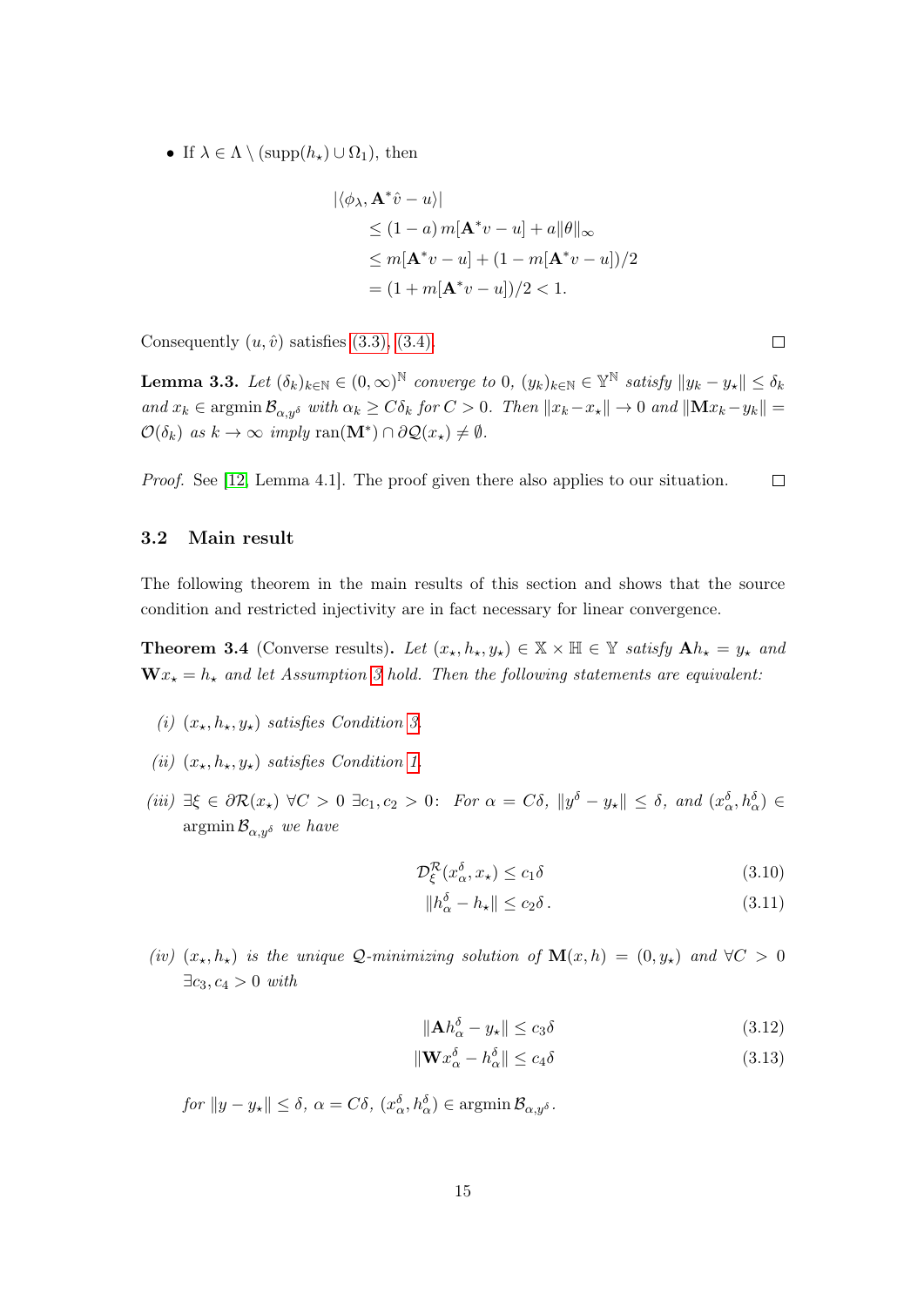- If $\lambda \in \Lambda \setminus (\operatorname{supp}(h_\star) \cup \Omega_1)$, then

$$
\begin{aligned}
&|\langle \phi_\lambda, \mathbf{A}^* \hat{v} - u\rangle| \\
&\quad \leq (1-a)\, m[\mathbf{A}^* v - u] + a\|\theta\|_\infty \\
&\quad \leq m[\mathbf{A}^* v - u] + (1 - m[\mathbf{A}^* v - u])/2 \\
&\quad = (1 + m[\mathbf{A}^* v - u])/2 < 1.
\end{aligned}
$$

Consequently $(u, \hat{v})$ satisfies (3.3), (3.4). □

**Lemma 3.3.** *Let $(\delta_k)_{k\in\mathbb{N}} \in (0,\infty)^{\mathbb{N}}$ converge to 0, $(y_k)_{k\in\mathbb{N}} \in \mathbb{Y}^{\mathbb{N}}$ satisfy $\|y_k - y_\star\| \leq \delta_k$ and $x_k \in \operatorname{argmin} \mathcal{B}_{\alpha,y^\delta}$ with $\alpha_k \geq C\delta_k$ for $C > 0$. Then $\|x_k - x_\star\| \to 0$ and $\|\mathbf{M}x_k - y_k\| = \mathcal{O}(\delta_k)$ as $k \to \infty$ imply $\operatorname{ran}(\mathbf{M}^*) \cap \partial\mathcal{Q}(x_\star) \neq \emptyset$.*

*Proof.* See [12, Lemma 4.1]. The proof given there also applies to our situation. □

### 3.2 Main result

The following theorem in the main results of this section and shows that the source condition and restricted injectivity are in fact necessary for linear convergence.

**Theorem 3.4** (Converse results)**.** *Let $(x_\star, h_\star, y_\star) \in \mathbb{X} \times \mathbb{H} \in \mathbb{Y}$ satisfy $\mathbf{A}h_\star = y_\star$ and $\mathbf{W}x_\star = h_\star$ and let Assumption 3 hold. Then the following statements are equivalent:*

*(i) $(x_\star, h_\star, y_\star)$ satisfies Condition 3.*

*(ii) $(x_\star, h_\star, y_\star)$ satisfies Condition 1.*

*(iii) $\exists \xi \in \partial\mathcal{R}(x_\star)$ $\forall C > 0$ $\exists c_1, c_2 > 0$: For $\alpha = C\delta$, $\|y^\delta - y_\star\| \leq \delta$, and $(x_\alpha^\delta, h_\alpha^\delta) \in \operatorname{argmin} \mathcal{B}_{\alpha,y^\delta}$ we have*

$$
\mathcal{D}_\xi^{\mathcal{R}}(x_\alpha^\delta, x_\star) \leq c_1\delta \tag{3.10}
$$

$$
\|h_\alpha^\delta - h_\star\| \leq c_2\delta\,. \tag{3.11}
$$

*(iv) $(x_\star, h_\star)$ is the unique $\mathcal{Q}$-minimizing solution of $\mathbf{M}(x,h) = (0, y_\star)$ and $\forall C > 0$ $\exists c_3, c_4 > 0$ with*

$$
\|\mathbf{A}h_\alpha^\delta - y_\star\| \leq c_3\delta \tag{3.12}
$$

$$
\|\mathbf{W}x_\alpha^\delta - h_\alpha^\delta\| \leq c_4\delta \tag{3.13}
$$

*for $\|y - y_\star\| \leq \delta$, $\alpha = C\delta$, $(x_\alpha^\delta, h_\alpha^\delta) \in \operatorname{argmin} \mathcal{B}_{\alpha,y^\delta}$.*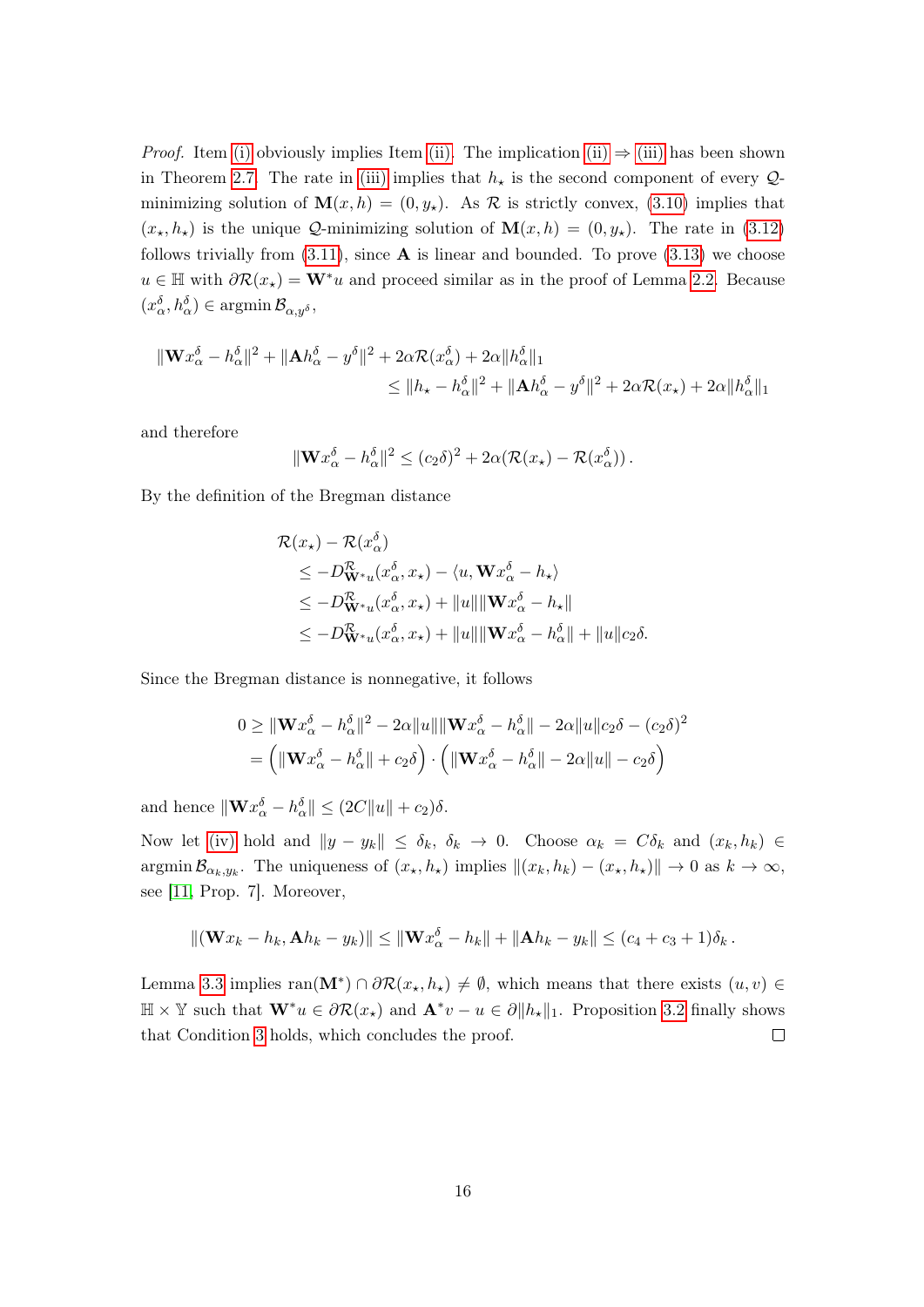*Proof.* Item (i) obviously implies Item (ii). The implication (ii) ⇒ (iii) has been shown in Theorem 2.7. The rate in (iii) implies that $h_\star$ is the second component of every $\mathcal{Q}$-minimizing solution of $\mathbf{M}(x,h) = (0, y_\star)$. As $\mathcal{R}$ is strictly convex, (3.10) implies that $(x_\star, h_\star)$ is the unique $\mathcal{Q}$-minimizing solution of $\mathbf{M}(x,h) = (0, y_\star)$. The rate in (3.12) follows trivially from (3.11), since $\mathbf{A}$ is linear and bounded. To prove (3.13) we choose $u \in \mathbb{H}$ with $\partial\mathcal{R}(x_\star) = \mathbf{W}^* u$ and proceed similar as in the proof of Lemma 2.2. Because $(x_\alpha^\delta, h_\alpha^\delta) \in \operatorname{argmin} \mathcal{B}_{\alpha, y^\delta}$,

$$
\begin{aligned}
\|\mathbf{W}x_\alpha^\delta - h_\alpha^\delta\|^2 + \|\mathbf{A}h_\alpha^\delta - y^\delta\|^2 + 2\alpha\mathcal{R}(x_\alpha^\delta) + 2\alpha\|h_\alpha^\delta\|_1 \\
\leq \|h_\star - h_\alpha^\delta\|^2 + \|\mathbf{A}h_\alpha^\delta - y^\delta\|^2 + 2\alpha\mathcal{R}(x_\star) + 2\alpha\|h_\alpha^\delta\|_1
\end{aligned}
$$

and therefore

$$
\|\mathbf{W}x_\alpha^\delta - h_\alpha^\delta\|^2 \leq (c_2\delta)^2 + 2\alpha(\mathcal{R}(x_\star) - \mathcal{R}(x_\alpha^\delta)) .
$$

By the definition of the Bregman distance

$$
\begin{aligned}
&\mathcal{R}(x_\star) - \mathcal{R}(x_\alpha^\delta) \\
&\quad \leq -D^{\mathcal{R}}_{\mathbf{W}^*u}(x_\alpha^\delta, x_\star) - \langle u, \mathbf{W}x_\alpha^\delta - h_\star \rangle \\
&\quad \leq -D^{\mathcal{R}}_{\mathbf{W}^*u}(x_\alpha^\delta, x_\star) + \|u\|\|\mathbf{W}x_\alpha^\delta - h_\star\| \\
&\quad \leq -D^{\mathcal{R}}_{\mathbf{W}^*u}(x_\alpha^\delta, x_\star) + \|u\|\|\mathbf{W}x_\alpha^\delta - h_\alpha^\delta\| + \|u\|c_2\delta.
\end{aligned}
$$

Since the Bregman distance is nonnegative, it follows

$$
\begin{aligned}
0 &\geq \|\mathbf{W}x_\alpha^\delta - h_\alpha^\delta\|^2 - 2\alpha\|u\|\|\mathbf{W}x_\alpha^\delta - h_\alpha^\delta\| - 2\alpha\|u\|c_2\delta - (c_2\delta)^2 \\
&= \left(\|\mathbf{W}x_\alpha^\delta - h_\alpha^\delta\| + c_2\delta\right) \cdot \left(\|\mathbf{W}x_\alpha^\delta - h_\alpha^\delta\| - 2\alpha\|u\| - c_2\delta\right)
\end{aligned}
$$

and hence $\|\mathbf{W}x_\alpha^\delta - h_\alpha^\delta\| \leq (2C\|u\| + c_2)\delta$.

Now let (iv) hold and $\|y - y_k\| \leq \delta_k$, $\delta_k \to 0$. Choose $\alpha_k = C\delta_k$ and $(x_k, h_k) \in \operatorname{argmin} \mathcal{B}_{\alpha_k, y_k}$. The uniqueness of $(x_\star, h_\star)$ implies $\|(x_k, h_k) - (x_\star, h_\star)\| \to 0$ as $k \to \infty$, see [11, Prop. 7]. Moreover,

$$
\|(\mathbf{W}x_k - h_k, \mathbf{A}h_k - y_k)\| \leq \|\mathbf{W}x_\alpha^\delta - h_k\| + \|\mathbf{A}h_k - y_k\| \leq (c_4 + c_3 + 1)\delta_k .
$$

Lemma 3.3 implies $\operatorname{ran}(\mathbf{M}^*) \cap \partial\mathcal{R}(x_\star, h_\star) \neq \emptyset$, which means that there exists $(u, v) \in \mathbb{H} \times \mathbb{Y}$ such that $\mathbf{W}^* u \in \partial\mathcal{R}(x_\star)$ and $\mathbf{A}^* v - u \in \partial\|h_\star\|_1$. Proposition 3.2 finally shows that Condition 3 holds, which concludes the proof. □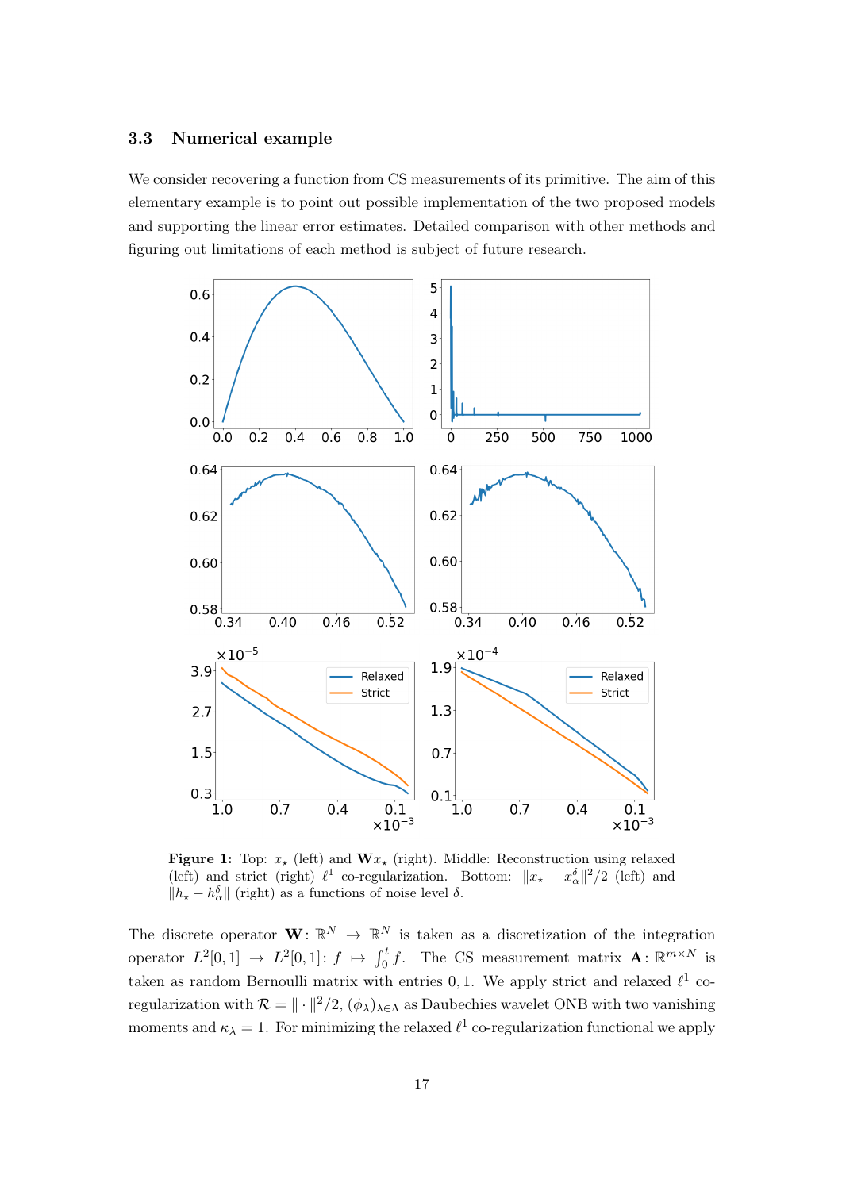### 3.3 Numerical example

We consider recovering a function from CS measurements of its primitive. The aim of this elementary example is to point out possible implementation of the two proposed models and supporting the linear error estimates. Detailed comparison with other methods and figuring out limitations of each method is subject of future research.

**Figure 1:** Top: $x_\star$ (left) and $\mathbf{W}x_\star$ (right). Middle: Reconstruction using relaxed (left) and strict (right) $\ell^1$ co-regularization. Bottom: $\|x_\star - x_\alpha^\delta\|^2/2$ (left) and $\|h_\star - h_\alpha^\delta\|$ (right) as a functions of noise level $\delta$.

The discrete operator $\mathbf{W}\colon \mathbb{R}^N \to \mathbb{R}^N$ is taken as a discretization of the integration operator $L^2[0,1] \to L^2[0,1]\colon f \mapsto \int_0^t f$. The CS measurement matrix $\mathbf{A}\colon \mathbb{R}^{m\times N}$ is taken as random Bernoulli matrix with entries $0, 1$. We apply strict and relaxed $\ell^1$ co-regularization with $\mathcal{R} = \|\cdot\|^2/2$, $(\phi_\lambda)_{\lambda\in\Lambda}$ as Daubechies wavelet ONB with two vanishing moments and $\kappa_\lambda = 1$. For minimizing the relaxed $\ell^1$ co-regularization functional we apply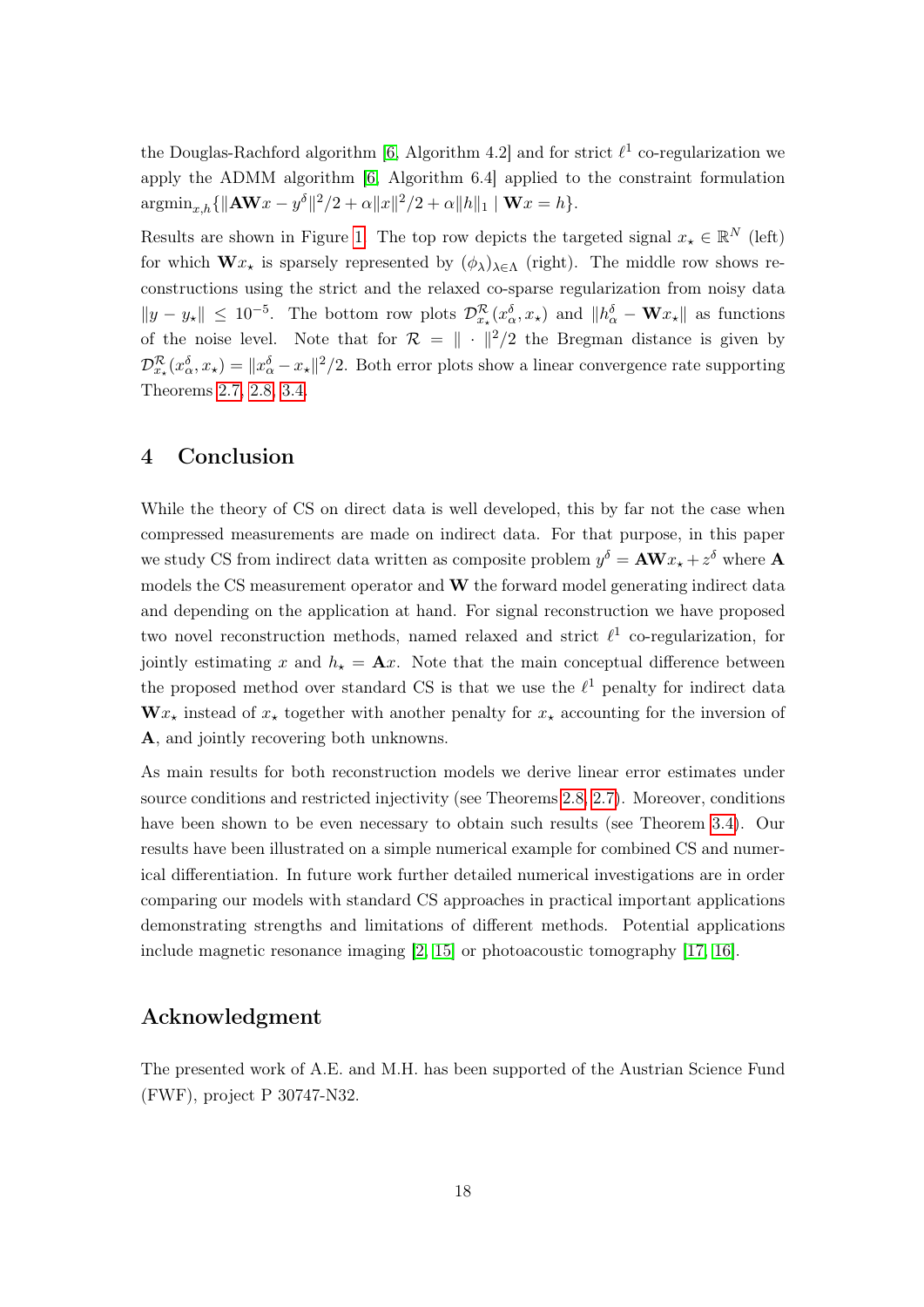the Douglas-Rachford algorithm [6, Algorithm 4.2] and for strict $\ell^1$ co-regularization we apply the ADMM algorithm [6, Algorithm 6.4] applied to the constraint formulation $\operatorname{argmin}_{x,h}\{\|\mathbf{AW}x - y^\delta\|^2/2 + \alpha\|x\|^2/2 + \alpha\|h\|_1 \mid \mathbf{W}x = h\}$.

Results are shown in Figure 1. The top row depicts the targeted signal $x_\star \in \mathbb{R}^N$ (left) for which $\mathbf{W}x_\star$ is sparsely represented by $(\phi_\lambda)_{\lambda\in\Lambda}$ (right). The middle row shows reconstructions using the strict and the relaxed co-sparse regularization from noisy data $\|y - y_\star\| \leq 10^{-5}$. The bottom row plots $\mathcal{D}^{\mathcal{R}}_{x_\star}(x^\delta_\alpha, x_\star)$ and $\|h^\delta_\alpha - \mathbf{W}x_\star\|$ as functions of the noise level. Note that for $\mathcal{R} = \|\cdot\|^2/2$ the Bregman distance is given by $\mathcal{D}^{\mathcal{R}}_{x_\star}(x^\delta_\alpha, x_\star) = \|x^\delta_\alpha - x_\star\|^2/2$. Both error plots show a linear convergence rate supporting Theorems 2.7, 2.8, 3.4.

## 4 Conclusion

While the theory of CS on direct data is well developed, this by far not the case when compressed measurements are made on indirect data. For that purpose, in this paper we study CS from indirect data written as composite problem $y^\delta = \mathbf{AW}x_\star + z^\delta$ where $\mathbf{A}$ models the CS measurement operator and $\mathbf{W}$ the forward model generating indirect data and depending on the application at hand. For signal reconstruction we have proposed two novel reconstruction methods, named relaxed and strict $\ell^1$ co-regularization, for jointly estimating $x$ and $h_\star = \mathbf{A}x$. Note that the main conceptual difference between the proposed method over standard CS is that we use the $\ell^1$ penalty for indirect data $\mathbf{W}x_\star$ instead of $x_\star$ together with another penalty for $x_\star$ accounting for the inversion of $\mathbf{A}$, and jointly recovering both unknowns.

As main results for both reconstruction models we derive linear error estimates under source conditions and restricted injectivity (see Theorems 2.8, 2.7). Moreover, conditions have been shown to be even necessary to obtain such results (see Theorem 3.4). Our results have been illustrated on a simple numerical example for combined CS and numerical differentiation. In future work further detailed numerical investigations are in order comparing our models with standard CS approaches in practical important applications demonstrating strengths and limitations of different methods. Potential applications include magnetic resonance imaging [2, 15] or photoacoustic tomography [17, 16].

## Acknowledgment

The presented work of A.E. and M.H. has been supported of the Austrian Science Fund (FWF), project P 30747-N32.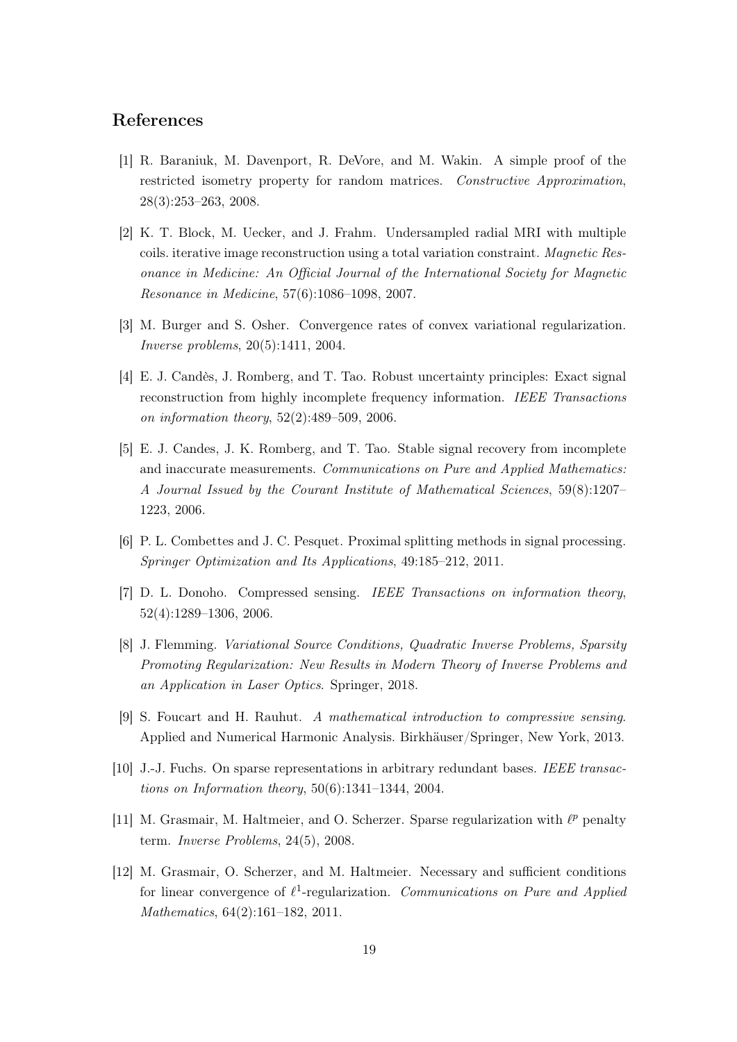## References

[1] R. Baraniuk, M. Davenport, R. DeVore, and M. Wakin. A simple proof of the restricted isometry property for random matrices. *Constructive Approximation*, 28(3):253–263, 2008.

[2] K. T. Block, M. Uecker, and J. Frahm. Undersampled radial MRI with multiple coils. iterative image reconstruction using a total variation constraint. *Magnetic Resonance in Medicine: An Official Journal of the International Society for Magnetic Resonance in Medicine*, 57(6):1086–1098, 2007.

[3] M. Burger and S. Osher. Convergence rates of convex variational regularization. *Inverse problems*, 20(5):1411, 2004.

[4] E. J. Candès, J. Romberg, and T. Tao. Robust uncertainty principles: Exact signal reconstruction from highly incomplete frequency information. *IEEE Transactions on information theory*, 52(2):489–509, 2006.

[5] E. J. Candes, J. K. Romberg, and T. Tao. Stable signal recovery from incomplete and inaccurate measurements. *Communications on Pure and Applied Mathematics: A Journal Issued by the Courant Institute of Mathematical Sciences*, 59(8):1207–1223, 2006.

[6] P. L. Combettes and J. C. Pesquet. Proximal splitting methods in signal processing. *Springer Optimization and Its Applications*, 49:185–212, 2011.

[7] D. L. Donoho. Compressed sensing. *IEEE Transactions on information theory*, 52(4):1289–1306, 2006.

[8] J. Flemming. *Variational Source Conditions, Quadratic Inverse Problems, Sparsity Promoting Regularization: New Results in Modern Theory of Inverse Problems and an Application in Laser Optics*. Springer, 2018.

[9] S. Foucart and H. Rauhut. *A mathematical introduction to compressive sensing*. Applied and Numerical Harmonic Analysis. Birkhäuser/Springer, New York, 2013.

[10] J.-J. Fuchs. On sparse representations in arbitrary redundant bases. *IEEE transactions on Information theory*, 50(6):1341–1344, 2004.

[11] M. Grasmair, M. Haltmeier, and O. Scherzer. Sparse regularization with $\ell^p$ penalty term. *Inverse Problems*, 24(5), 2008.

[12] M. Grasmair, O. Scherzer, and M. Haltmeier. Necessary and sufficient conditions for linear convergence of $\ell^1$-regularization. *Communications on Pure and Applied Mathematics*, 64(2):161–182, 2011.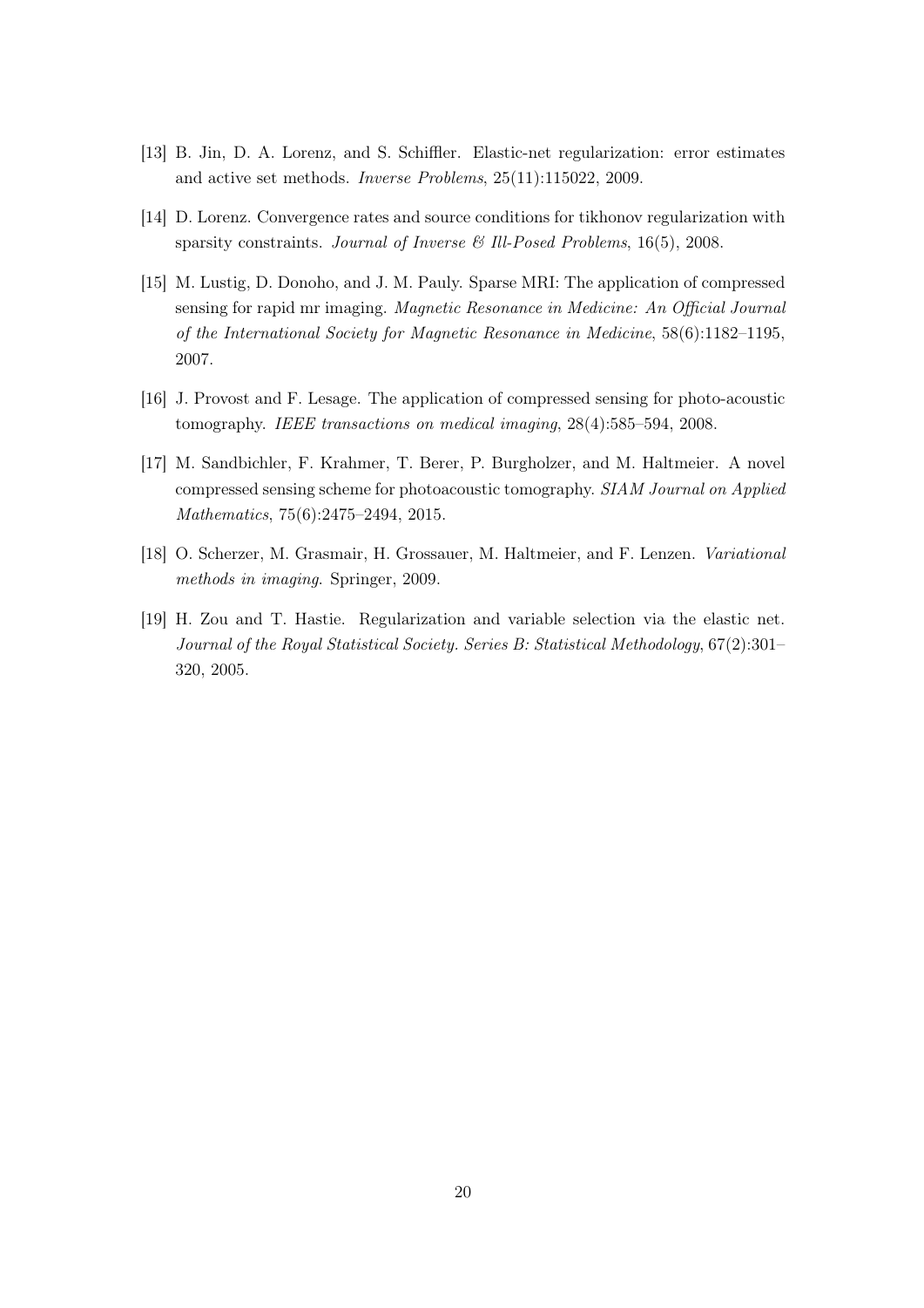[13] B. Jin, D. A. Lorenz, and S. Schiffler. Elastic-net regularization: error estimates and active set methods. *Inverse Problems*, 25(11):115022, 2009.

[14] D. Lorenz. Convergence rates and source conditions for tikhonov regularization with sparsity constraints. *Journal of Inverse & Ill-Posed Problems*, 16(5), 2008.

[15] M. Lustig, D. Donoho, and J. M. Pauly. Sparse MRI: The application of compressed sensing for rapid mr imaging. *Magnetic Resonance in Medicine: An Official Journal of the International Society for Magnetic Resonance in Medicine*, 58(6):1182–1195, 2007.

[16] J. Provost and F. Lesage. The application of compressed sensing for photo-acoustic tomography. *IEEE transactions on medical imaging*, 28(4):585–594, 2008.

[17] M. Sandbichler, F. Krahmer, T. Berer, P. Burgholzer, and M. Haltmeier. A novel compressed sensing scheme for photoacoustic tomography. *SIAM Journal on Applied Mathematics*, 75(6):2475–2494, 2015.

[18] O. Scherzer, M. Grasmair, H. Grossauer, M. Haltmeier, and F. Lenzen. *Variational methods in imaging*. Springer, 2009.

[19] H. Zou and T. Hastie. Regularization and variable selection via the elastic net. *Journal of the Royal Statistical Society. Series B: Statistical Methodology*, 67(2):301–320, 2005.